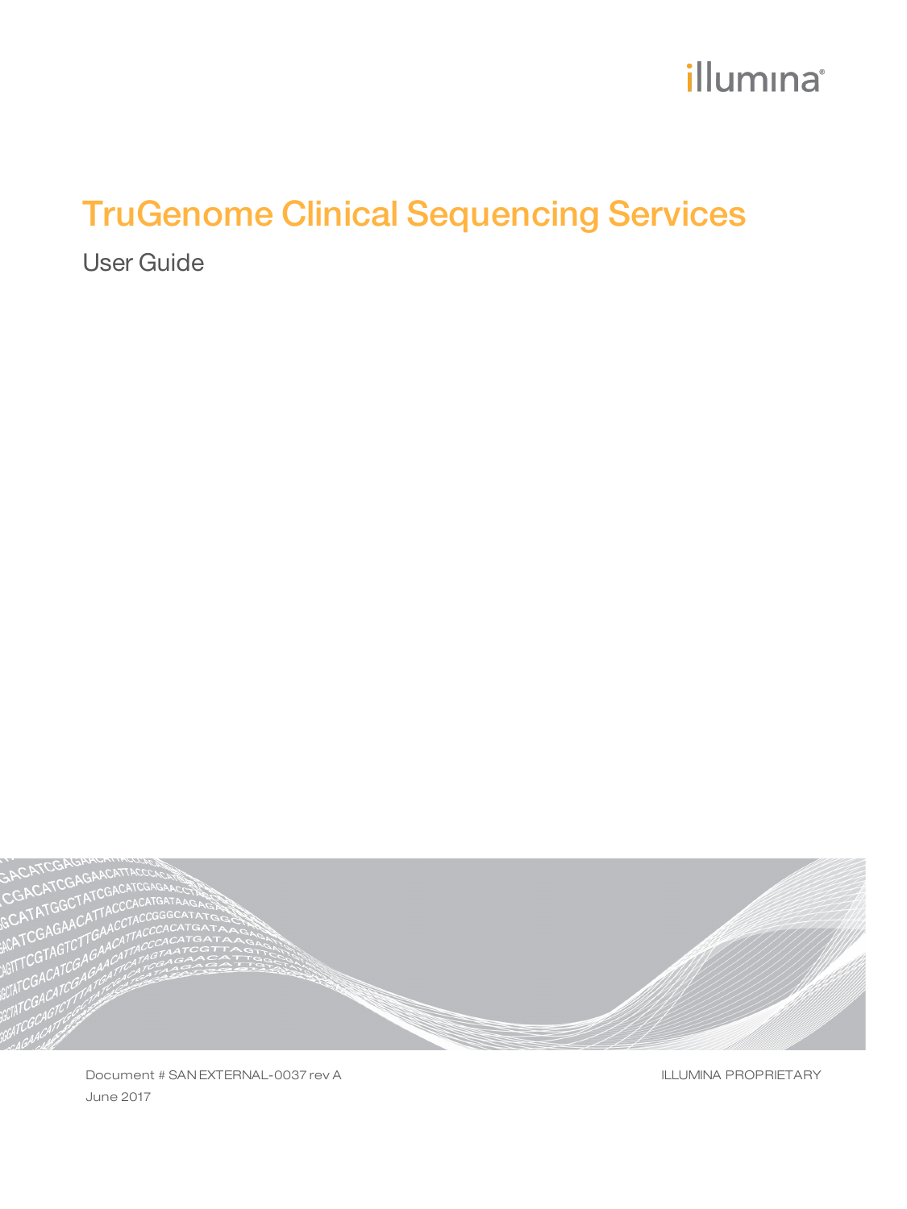illumina®

# TruGenome Clinical Sequencing Services

User Guide

Document # SAN EXTERNAL-0037 rev A

June 2017

ILLUMINA PROPRIETARY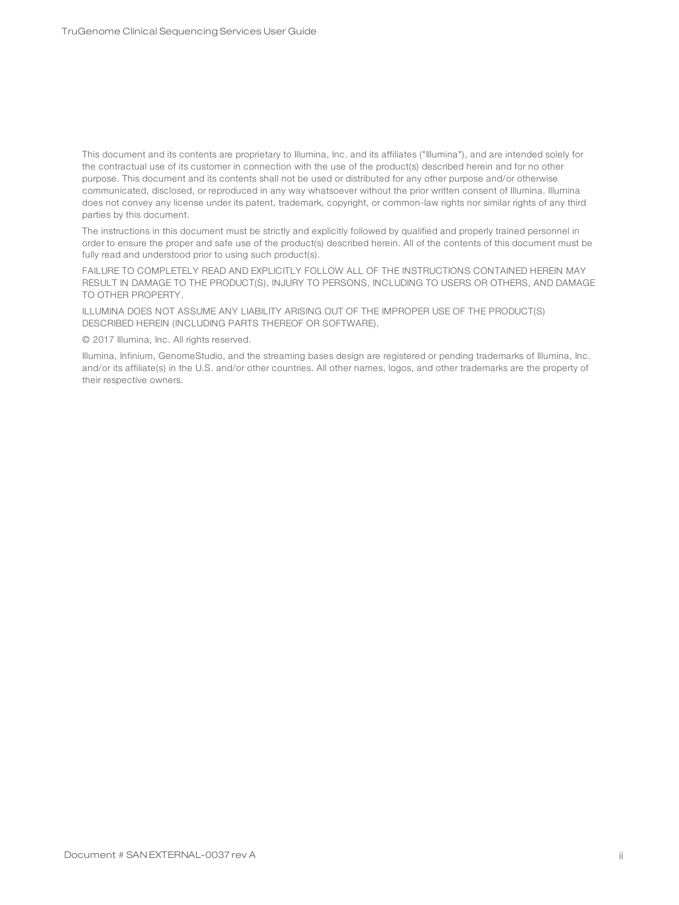This document and its contents are proprietary to Illumina, Inc. and its affiliates ("Illumina"), and are intended solely for the contractual use of its customer in connection with the use of the product(s) described herein and for no other purpose. This document and its contents shall not be used or distributed for any other purpose and/or otherwise communicated, disclosed, or reproduced in any way whatsoever without the prior written consent of Illumina. Illumina does not convey any license under its patent, trademark, copyright, or common-law rights nor similar rights of any third parties by this document.

The instructions in this document must be strictly and explicitly followed by qualified and properly trained personnel in order to ensure the proper and safe use of the product(s) described herein. All of the contents of this document must be fully read and understood prior to using such product(s).

FAILURE TO COMPLETELY READ AND EXPLICITLY FOLLOW ALL OF THE INSTRUCTIONS CONTAINED HEREIN MAY RESULT IN DAMAGE TO THE PRODUCT(S), INJURY TO PERSONS, INCLUDING TO USERS OR OTHERS, AND DAMAGE TO OTHER PROPERTY.

ILLUMINA DOES NOT ASSUME ANY LIABILITY ARISING OUT OF THE IMPROPER USE OF THE PRODUCT(S) DESCRIBED HEREIN (INCLUDING PARTS THEREOF OR SOFTWARE).

© 2017 Illumina, Inc. All rights reserved.

Illumina, Infinium, GenomeStudio, and the streaming bases design are registered or pending trademarks of Illumina, Inc. and/or its affiliate(s) in the U.S. and/or other countries. All other names, logos, and other trademarks are the property of their respective owners.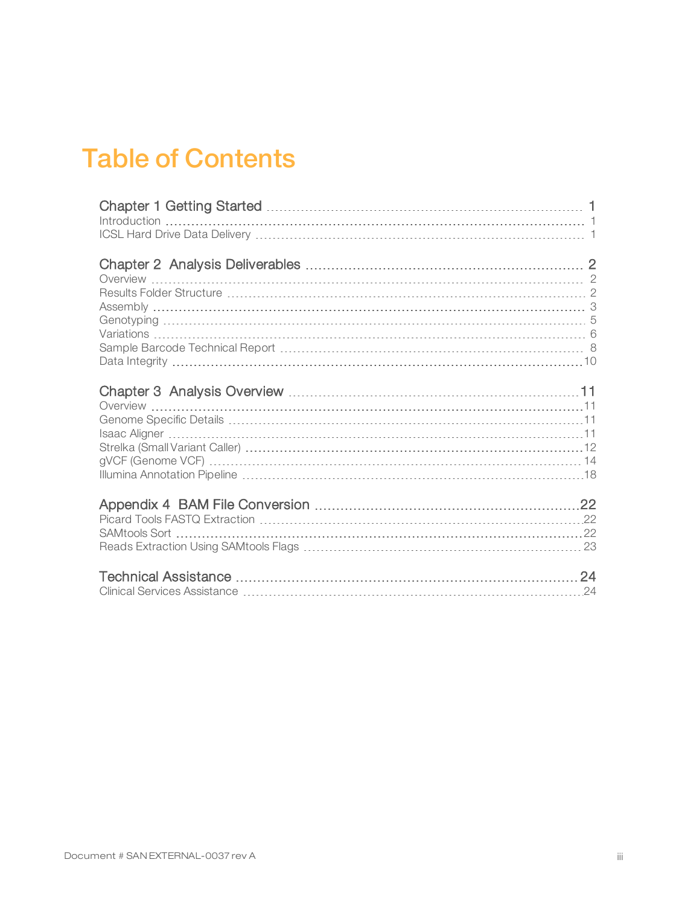# Table of Contents

**Chapter 1 Getting Started** ..... 1
- Introduction ..... 1
- ICSL Hard Drive Data Delivery ..... 1

**Chapter 2 Analysis Deliverables** ..... 2
- Overview ..... 2
- Results Folder Structure ..... 2
- Assembly ..... 3
- Genotyping ..... 5
- Variations ..... 6
- Sample Barcode Technical Report ..... 8
- Data Integrity ..... 10

**Chapter 3 Analysis Overview** ..... 11
- Overview ..... 11
- Genome Specific Details ..... 11
- Isaac Aligner ..... 11
- Strelka (Small Variant Caller) ..... 12
- gVCF (Genome VCF) ..... 14
- Illumina Annotation Pipeline ..... 18

**Appendix 4 BAM File Conversion** ..... 22
- Picard Tools FASTQ Extraction ..... 22
- SAMtools Sort ..... 22
- Reads Extraction Using SAMtools Flags ..... 23

**Technical Assistance** ..... 24
- Clinical Services Assistance ..... 24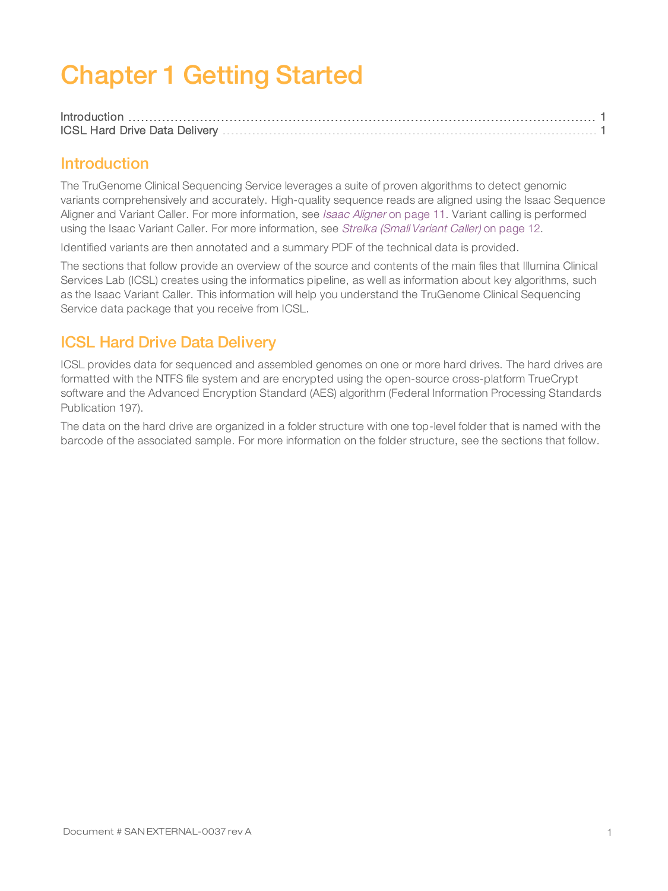# Chapter 1 Getting Started

Introduction ........................................................................................................ 1
ICSL Hard Drive Data Delivery ........................................................................... 1

## Introduction

The TruGenome Clinical Sequencing Service leverages a suite of proven algorithms to detect genomic variants comprehensively and accurately. High-quality sequence reads are aligned using the Isaac Sequence Aligner and Variant Caller. For more information, see *Isaac Aligner* on page 11. Variant calling is performed using the Isaac Variant Caller. For more information, see *Strelka (Small Variant Caller)* on page 12.

Identified variants are then annotated and a summary PDF of the technical data is provided.

The sections that follow provide an overview of the source and contents of the main files that Illumina Clinical Services Lab (ICSL) creates using the informatics pipeline, as well as information about key algorithms, such as the Isaac Variant Caller. This information will help you understand the TruGenome Clinical Sequencing Service data package that you receive from ICSL.

## ICSL Hard Drive Data Delivery

ICSL provides data for sequenced and assembled genomes on one or more hard drives. The hard drives are formatted with the NTFS file system and are encrypted using the open-source cross-platform TrueCrypt software and the Advanced Encryption Standard (AES) algorithm (Federal Information Processing Standards Publication 197).

The data on the hard drive are organized in a folder structure with one top-level folder that is named with the barcode of the associated sample. For more information on the folder structure, see the sections that follow.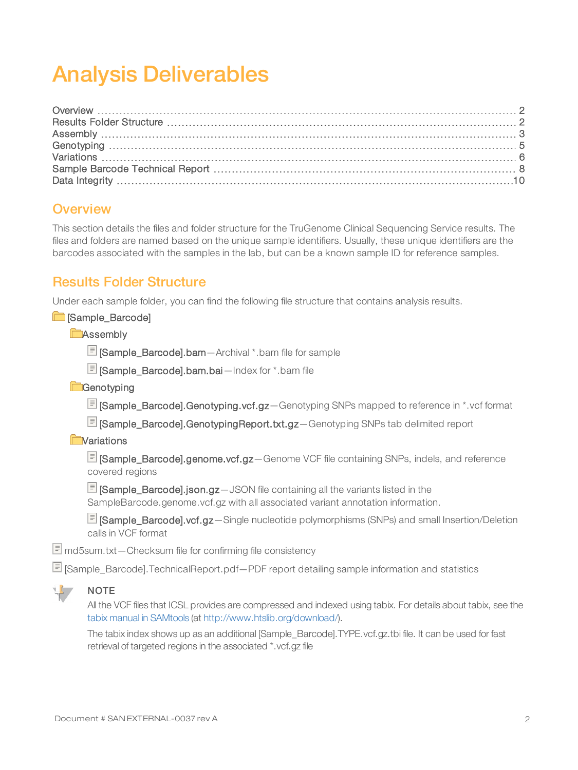# Analysis Deliverables

Overview ........ 2
Results Folder Structure ........ 2
Assembly ........ 3
Genotyping ........ 5
Variations ........ 6
Sample Barcode Technical Report ........ 8
Data Integrity ........ 10

## Overview

This section details the files and folder structure for the TruGenome Clinical Sequencing Service results. The files and folders are named based on the unique sample identifiers. Usually, these unique identifiers are the barcodes associated with the samples in the lab, but can be a known sample ID for reference samples.

## Results Folder Structure

Under each sample folder, you can find the following file structure that contains analysis results.

- [Sample_Barcode]
  - Assembly
    - [Sample_Barcode].bam—Archival *.bam file for sample
    - [Sample_Barcode].bam.bai—Index for *.bam file
  - Genotyping
    - [Sample_Barcode].Genotyping.vcf.gz—Genotyping SNPs mapped to reference in *.vcf format
    - [Sample_Barcode].GenotypingReport.txt.gz—Genotyping SNPs tab delimited report
  - Variations
    - [Sample_Barcode].genome.vcf.gz—Genome VCF file containing SNPs, indels, and reference covered regions
    - [Sample_Barcode].json.gz—JSON file containing all the variants listed in the SampleBarcode.genome.vcf.gz with all associated variant annotation information.
    - [Sample_Barcode].vcf.gz—Single nucleotide polymorphisms (SNPs) and small Insertion/Deletion calls in VCF format
- md5sum.txt—Checksum file for confirming file consistency
- [Sample_Barcode].TechnicalReport.pdf—PDF report detailing sample information and statistics

**NOTE**

All the VCF files that ICSL provides are compressed and indexed using tabix. For details about tabix, see the tabix manual in SAMtools (at http://www.htslib.org/download/).

The tabix index shows up as an additional [Sample_Barcode].TYPE.vcf.gz.tbi file. It can be used for fast retrieval of targeted regions in the associated *.vcf.gz file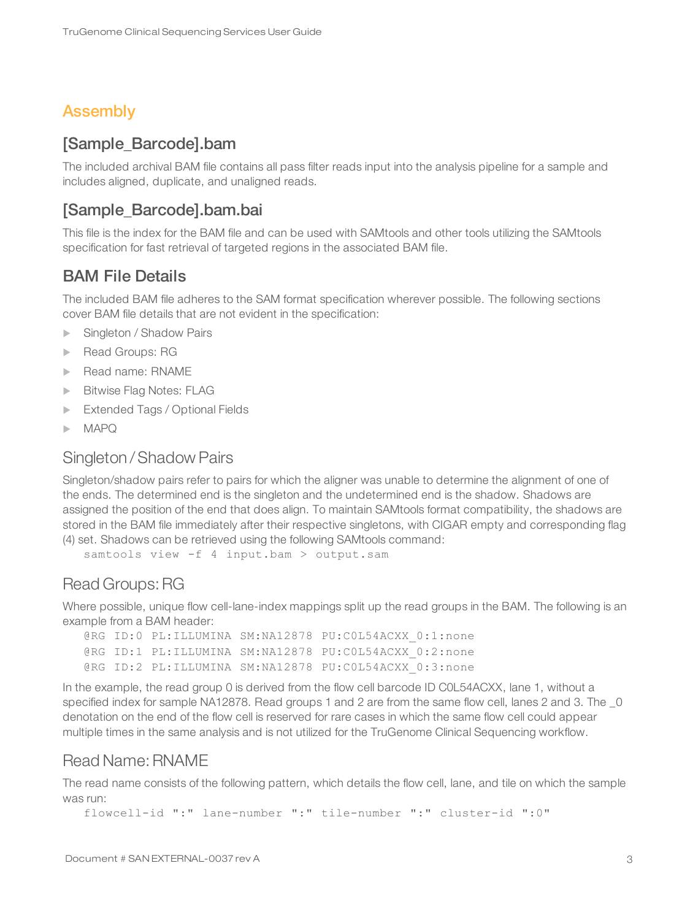# Assembly

## [Sample_Barcode].bam

The included archival BAM file contains all pass filter reads input into the analysis pipeline for a sample and includes aligned, duplicate, and unaligned reads.

## [Sample_Barcode].bam.bai

This file is the index for the BAM file and can be used with SAMtools and other tools utilizing the SAMtools specification for fast retrieval of targeted regions in the associated BAM file.

## BAM File Details

The included BAM file adheres to the SAM format specification wherever possible. The following sections cover BAM file details that are not evident in the specification:

- Singleton / Shadow Pairs
- Read Groups: RG
- Read name: RNAME
- Bitwise Flag Notes: FLAG
- Extended Tags / Optional Fields
- MAPQ

### Singleton / Shadow Pairs

Singleton/shadow pairs refer to pairs for which the aligner was unable to determine the alignment of one of the ends. The determined end is the singleton and the undetermined end is the shadow. Shadows are assigned the position of the end that does align. To maintain SAMtools format compatibility, the shadows are stored in the BAM file immediately after their respective singletons, with CIGAR empty and corresponding flag (4) set. Shadows can be retrieved using the following SAMtools command:

```
samtools view -f 4 input.bam > output.sam
```

### Read Groups: RG

Where possible, unique flow cell-lane-index mappings split up the read groups in the BAM. The following is an example from a BAM header:

```
@RG ID:0 PL:ILLUMINA SM:NA12878 PU:C0L54ACXX_0:1:none
@RG ID:1 PL:ILLUMINA SM:NA12878 PU:C0L54ACXX_0:2:none
@RG ID:2 PL:ILLUMINA SM:NA12878 PU:C0L54ACXX_0:3:none
```

In the example, the read group 0 is derived from the flow cell barcode ID C0L54ACXX, lane 1, without a specified index for sample NA12878. Read groups 1 and 2 are from the same flow cell, lanes 2 and 3. The _0 denotation on the end of the flow cell is reserved for rare cases in which the same flow cell could appear multiple times in the same analysis and is not utilized for the TruGenome Clinical Sequencing workflow.

### Read Name: RNAME

The read name consists of the following pattern, which details the flow cell, lane, and tile on which the sample was run:

```
flowcell-id ":" lane-number ":" tile-number ":" cluster-id ":0"
```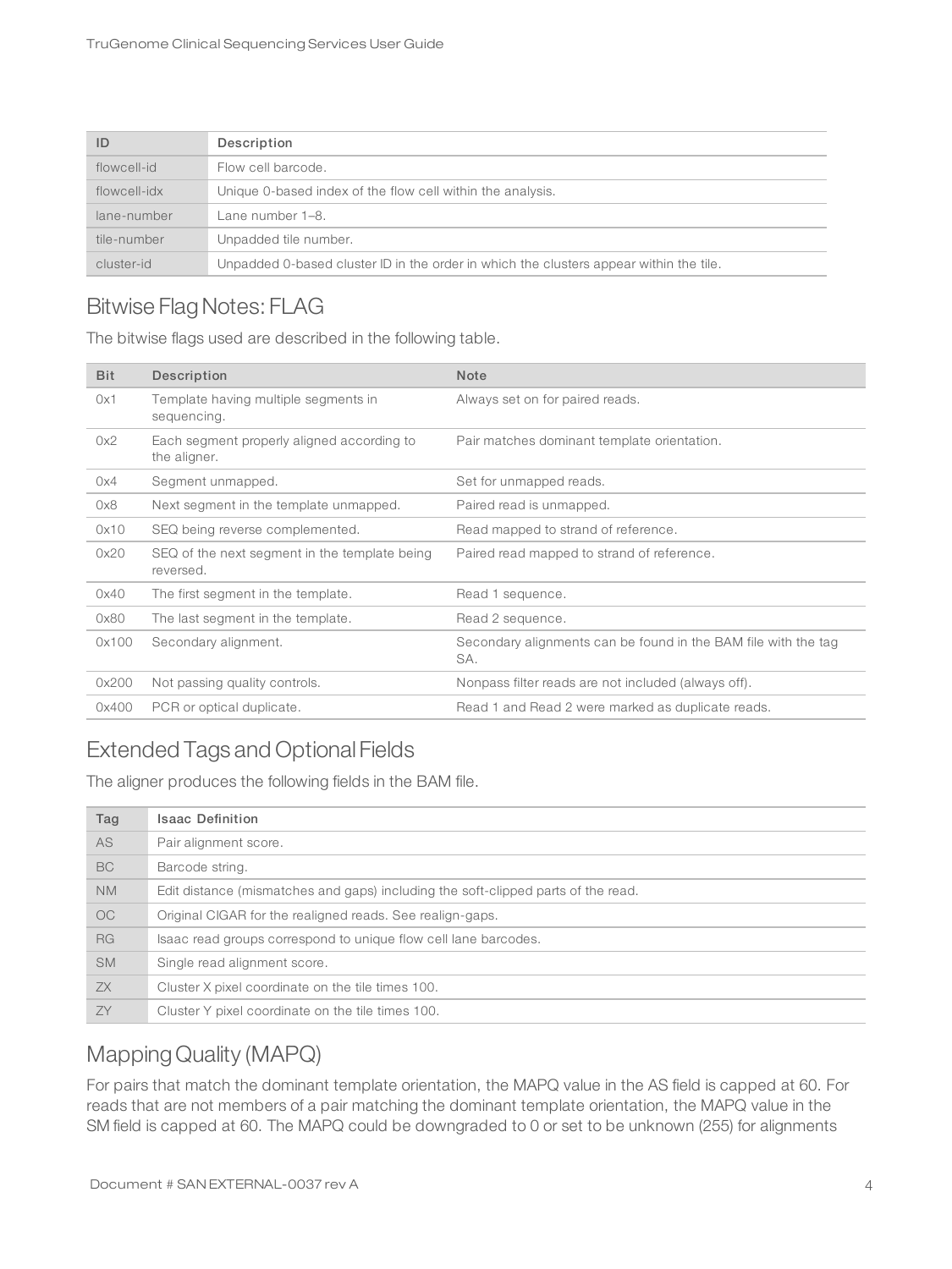| ID | Description |
| --- | --- |
| flowcell-id | Flow cell barcode. |
| flowcell-idx | Unique 0-based index of the flow cell within the analysis. |
| lane-number | Lane number 1–8. |
| tile-number | Unpadded tile number. |
| cluster-id | Unpadded 0-based cluster ID in the order in which the clusters appear within the tile. |

## Bitwise Flag Notes: FLAG

The bitwise flags used are described in the following table.

| Bit | Description | Note |
| --- | --- | --- |
| 0x1 | Template having multiple segments in sequencing. | Always set on for paired reads. |
| 0x2 | Each segment properly aligned according to the aligner. | Pair matches dominant template orientation. |
| 0x4 | Segment unmapped. | Set for unmapped reads. |
| 0x8 | Next segment in the template unmapped. | Paired read is unmapped. |
| 0x10 | SEQ being reverse complemented. | Read mapped to strand of reference. |
| 0x20 | SEQ of the next segment in the template being reversed. | Paired read mapped to strand of reference. |
| 0x40 | The first segment in the template. | Read 1 sequence. |
| 0x80 | The last segment in the template. | Read 2 sequence. |
| 0x100 | Secondary alignment. | Secondary alignments can be found in the BAM file with the tag SA. |
| 0x200 | Not passing quality controls. | Nonpass filter reads are not included (always off). |
| 0x400 | PCR or optical duplicate. | Read 1 and Read 2 were marked as duplicate reads. |

## Extended Tags and Optional Fields

The aligner produces the following fields in the BAM file.

| Tag | Isaac Definition |
| --- | --- |
| AS | Pair alignment score. |
| BC | Barcode string. |
| NM | Edit distance (mismatches and gaps) including the soft-clipped parts of the read. |
| OC | Original CIGAR for the realigned reads. See realign-gaps. |
| RG | Isaac read groups correspond to unique flow cell lane barcodes. |
| SM | Single read alignment score. |
| ZX | Cluster X pixel coordinate on the tile times 100. |
| ZY | Cluster Y pixel coordinate on the tile times 100. |

## Mapping Quality (MAPQ)

For pairs that match the dominant template orientation, the MAPQ value in the AS field is capped at 60. For reads that are not members of a pair matching the dominant template orientation, the MAPQ value in the SM field is capped at 60. The MAPQ could be downgraded to 0 or set to be unknown (255) for alignments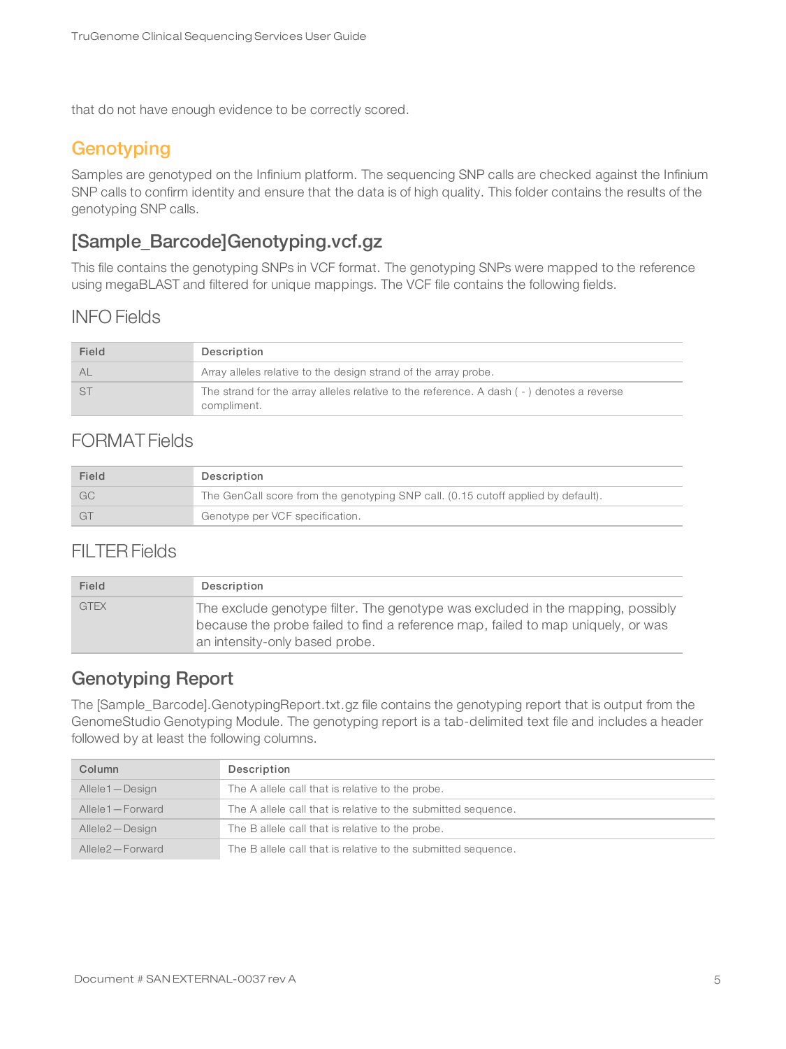that do not have enough evidence to be correctly scored.

## Genotyping

Samples are genotyped on the Infinium platform. The sequencing SNP calls are checked against the Infinium SNP calls to confirm identity and ensure that the data is of high quality. This folder contains the results of the genotyping SNP calls.

### [Sample_Barcode]Genotyping.vcf.gz

This file contains the genotyping SNPs in VCF format. The genotyping SNPs were mapped to the reference using megaBLAST and filtered for unique mappings. The VCF file contains the following fields.

#### INFO Fields

| Field | Description |
|---|---|
| AL | Array alleles relative to the design strand of the array probe. |
| ST | The strand for the array alleles relative to the reference. A dash ( - ) denotes a reverse compliment. |

#### FORMAT Fields

| Field | Description |
|---|---|
| GC | The GenCall score from the genotyping SNP call. (0.15 cutoff applied by default). |
| GT | Genotype per VCF specification. |

#### FILTER Fields

| Field | Description |
|---|---|
| GTEX | The exclude genotype filter. The genotype was excluded in the mapping, possibly because the probe failed to find a reference map, failed to map uniquely, or was an intensity-only based probe. |

### Genotyping Report

The [Sample_Barcode].GenotypingReport.txt.gz file contains the genotyping report that is output from the GenomeStudio Genotyping Module. The genotyping report is a tab-delimited text file and includes a header followed by at least the following columns.

| Column | Description |
|---|---|
| Allele1—Design | The A allele call that is relative to the probe. |
| Allele1—Forward | The A allele call that is relative to the submitted sequence. |
| Allele2—Design | The B allele call that is relative to the probe. |
| Allele2—Forward | The B allele call that is relative to the submitted sequence. |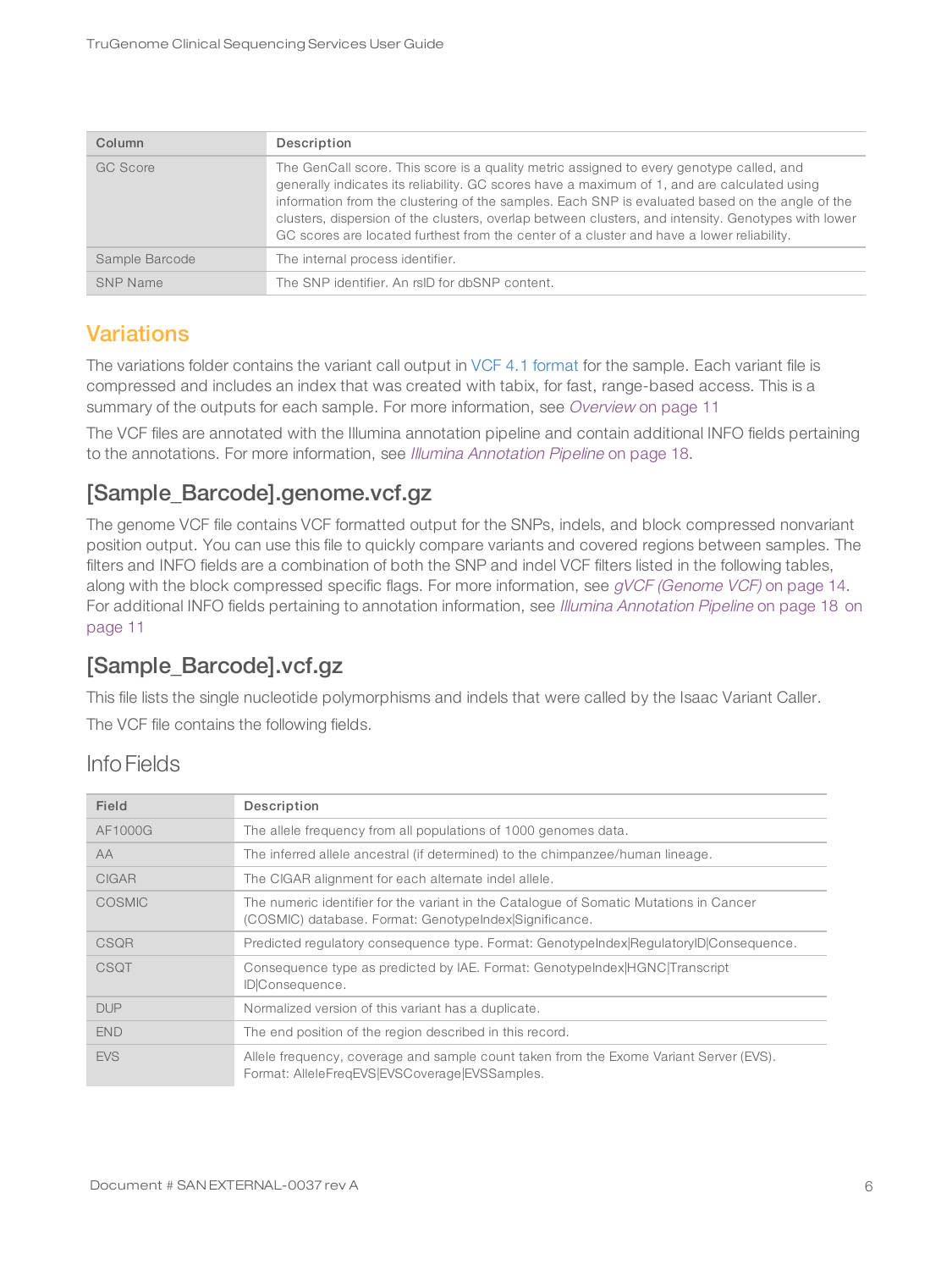| Column | Description |
| --- | --- |
| GC Score | The GenCall score. This score is a quality metric assigned to every genotype called, and generally indicates its reliability. GC scores have a maximum of 1, and are calculated using information from the clustering of the samples. Each SNP is evaluated based on the angle of the clusters, dispersion of the clusters, overlap between clusters, and intensity. Genotypes with lower GC scores are located furthest from the center of a cluster and have a lower reliability. |
| Sample Barcode | The internal process identifier. |
| SNP Name | The SNP identifier. An rsID for dbSNP content. |

## Variations

The variations folder contains the variant call output in VCF 4.1 format for the sample. Each variant file is compressed and includes an index that was created with tabix, for fast, range-based access. This is a summary of the outputs for each sample. For more information, see *Overview* on page 11

The VCF files are annotated with the Illumina annotation pipeline and contain additional INFO fields pertaining to the annotations. For more information, see *Illumina Annotation Pipeline* on page 18.

### [Sample_Barcode].genome.vcf.gz

The genome VCF file contains VCF formatted output for the SNPs, indels, and block compressed nonvariant position output. You can use this file to quickly compare variants and covered regions between samples. The filters and INFO fields are a combination of both the SNP and indel VCF filters listed in the following tables, along with the block compressed specific flags. For more information, see *gVCF (Genome VCF)* on page 14. For additional INFO fields pertaining to annotation information, see *Illumina Annotation Pipeline* on page 18 on page 11

### [Sample_Barcode].vcf.gz

This file lists the single nucleotide polymorphisms and indels that were called by the Isaac Variant Caller.

The VCF file contains the following fields.

#### Info Fields

| Field | Description |
| --- | --- |
| AF1000G | The allele frequency from all populations of 1000 genomes data. |
| AA | The inferred allele ancestral (if determined) to the chimpanzee/human lineage. |
| CIGAR | The CIGAR alignment for each alternate indel allele. |
| COSMIC | The numeric identifier for the variant in the Catalogue of Somatic Mutations in Cancer (COSMIC) database. Format: GenotypeIndex\|Significance. |
| CSQR | Predicted regulatory consequence type. Format: GenotypeIndex\|RegulatoryID\|Consequence. |
| CSQT | Consequence type as predicted by IAE. Format: GenotypeIndex\|HGNC\|Transcript ID\|Consequence. |
| DUP | Normalized version of this variant has a duplicate. |
| END | The end position of the region described in this record. |
| EVS | Allele frequency, coverage and sample count taken from the Exome Variant Server (EVS). Format: AlleleFreqEVS\|EVSCoverage\|EVSSamples. |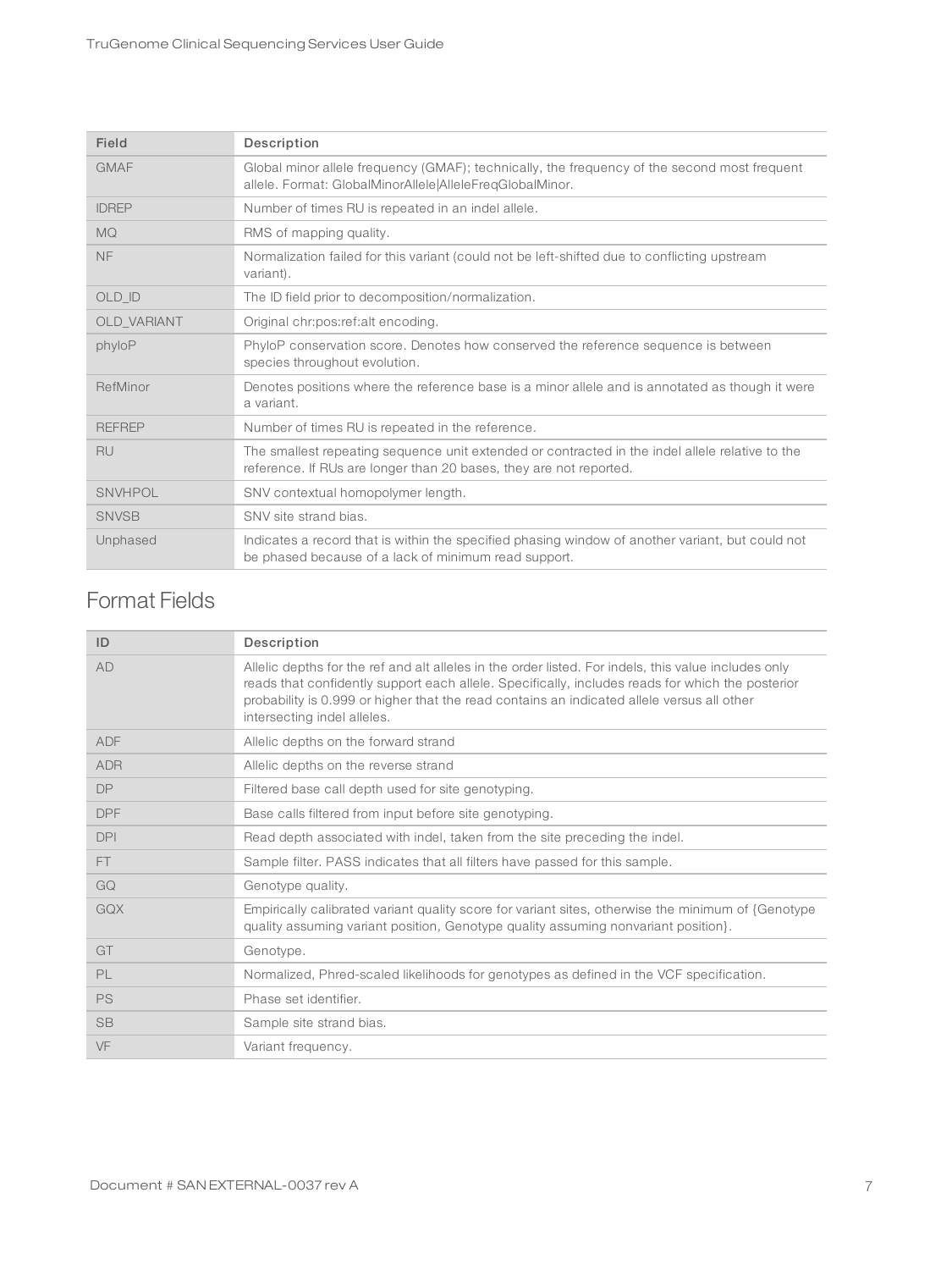| Field | Description |
| --- | --- |
| GMAF | Global minor allele frequency (GMAF); technically, the frequency of the second most frequent allele. Format: GlobalMinorAllele\|AlleleFreqGlobalMinor. |
| IDREP | Number of times RU is repeated in an indel allele. |
| MQ | RMS of mapping quality. |
| NF | Normalization failed for this variant (could not be left-shifted due to conflicting upstream variant). |
| OLD_ID | The ID field prior to decomposition/normalization. |
| OLD_VARIANT | Original chr:pos:ref:alt encoding. |
| phyloP | PhyloP conservation score. Denotes how conserved the reference sequence is between species throughout evolution. |
| RefMinor | Denotes positions where the reference base is a minor allele and is annotated as though it were a variant. |
| REFREP | Number of times RU is repeated in the reference. |
| RU | The smallest repeating sequence unit extended or contracted in the indel allele relative to the reference. If RUs are longer than 20 bases, they are not reported. |
| SNVHPOL | SNV contextual homopolymer length. |
| SNVSB | SNV site strand bias. |
| Unphased | Indicates a record that is within the specified phasing window of another variant, but could not be phased because of a lack of minimum read support. |

## Format Fields

| ID | Description |
| --- | --- |
| AD | Allelic depths for the ref and alt alleles in the order listed. For indels, this value includes only reads that confidently support each allele. Specifically, includes reads for which the posterior probability is 0.999 or higher that the read contains an indicated allele versus all other intersecting indel alleles. |
| ADF | Allelic depths on the forward strand |
| ADR | Allelic depths on the reverse strand |
| DP | Filtered base call depth used for site genotyping. |
| DPF | Base calls filtered from input before site genotyping. |
| DPI | Read depth associated with indel, taken from the site preceding the indel. |
| FT | Sample filter. PASS indicates that all filters have passed for this sample. |
| GQ | Genotype quality. |
| GQX | Empirically calibrated variant quality score for variant sites, otherwise the minimum of {Genotype quality assuming variant position, Genotype quality assuming nonvariant position}. |
| GT | Genotype. |
| PL | Normalized, Phred-scaled likelihoods for genotypes as defined in the VCF specification. |
| PS | Phase set identifier. |
| SB | Sample site strand bias. |
| VF | Variant frequency. |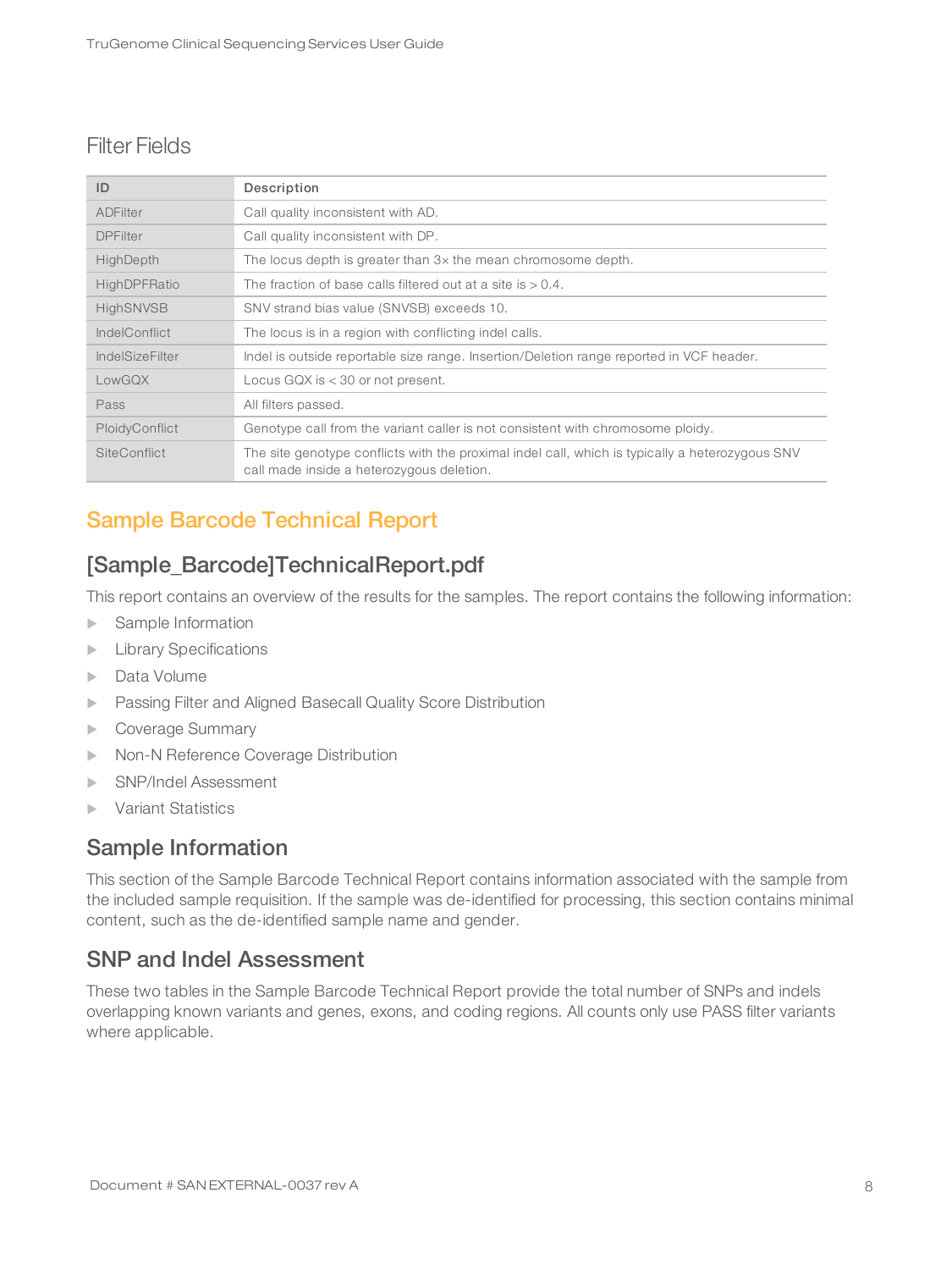### Filter Fields

| ID | Description |
|---|---|
| ADFilter | Call quality inconsistent with AD. |
| DPFilter | Call quality inconsistent with DP. |
| HighDepth | The locus depth is greater than 3× the mean chromosome depth. |
| HighDPFRatio | The fraction of base calls filtered out at a site is > 0.4. |
| HighSNVSB | SNV strand bias value (SNVSB) exceeds 10. |
| IndelConflict | The locus is in a region with conflicting indel calls. |
| IndelSizeFilter | Indel is outside reportable size range. Insertion/Deletion range reported in VCF header. |
| LowGQX | Locus GQX is < 30 or not present. |
| Pass | All filters passed. |
| PloidyConflict | Genotype call from the variant caller is not consistent with chromosome ploidy. |
| SiteConflict | The site genotype conflicts with the proximal indel call, which is typically a heterozygous SNV call made inside a heterozygous deletion. |

# Sample Barcode Technical Report

## [Sample_Barcode]TechnicalReport.pdf

This report contains an overview of the results for the samples. The report contains the following information:

- Sample Information
- Library Specifications
- Data Volume
- Passing Filter and Aligned Basecall Quality Score Distribution
- Coverage Summary
- Non-N Reference Coverage Distribution
- SNP/Indel Assessment
- Variant Statistics

## Sample Information

This section of the Sample Barcode Technical Report contains information associated with the sample from the included sample requisition. If the sample was de-identified for processing, this section contains minimal content, such as the de-identified sample name and gender.

## SNP and Indel Assessment

These two tables in the Sample Barcode Technical Report provide the total number of SNPs and indels overlapping known variants and genes, exons, and coding regions. All counts only use PASS filter variants where applicable.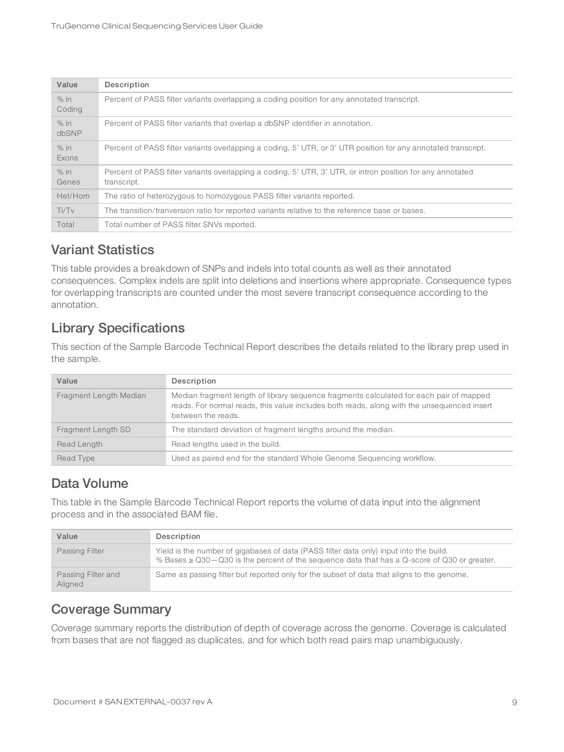| Value | Description |
| --- | --- |
| % in Coding | Percent of PASS filter variants overlapping a coding position for any annotated transcript. |
| % in dbSNP | Percent of PASS filter variants that overlap a dbSNP identifier in annotation. |
| % in Exons | Percent of PASS filter variants overlapping a coding, 5' UTR, or 3' UTR position for any annotated transcript. |
| % in Genes | Percent of PASS filter variants overlapping a coding, 5' UTR, 3' UTR, or intron position for any annotated transcript. |
| Het/Hom | The ratio of heterozygous to homozygous PASS filter variants reported. |
| Ti/Tv | The transition/tranversion ratio for reported variants relative to the reference base or bases. |
| Total | Total number of PASS filter SNVs reported. |

## Variant Statistics

This table provides a breakdown of SNPs and indels into total counts as well as their annotated consequences. Complex indels are split into deletions and insertions where appropriate. Consequence types for overlapping transcripts are counted under the most severe transcript consequence according to the annotation.

## Library Specifications

This section of the Sample Barcode Technical Report describes the details related to the library prep used in the sample.

| Value | Description |
| --- | --- |
| Fragment Length Median | Median fragment length of library sequence fragments calculated for each pair of mapped reads. For normal reads, this value includes both reads, along with the unsequenced insert between the reads. |
| Fragment Length SD | The standard deviation of fragment lengths around the median. |
| Read Length | Read lengths used in the build. |
| Read Type | Used as paired end for the standard Whole Genome Sequencing workflow. |

## Data Volume

This table in the Sample Barcode Technical Report reports the volume of data input into the alignment process and in the associated BAM file.

| Value | Description |
| --- | --- |
| Passing Filter | Yield is the number of gigabases of data (PASS filter data only) input into the build.<br>% Bases ≥ Q30—Q30 is the percent of the sequence data that has a Q-score of Q30 or greater. |
| Passing Filter and Aligned | Same as passing filter but reported only for the subset of data that aligns to the genome. |

## Coverage Summary

Coverage summary reports the distribution of depth of coverage across the genome. Coverage is calculated from bases that are not flagged as duplicates, and for which both read pairs map unambiguously.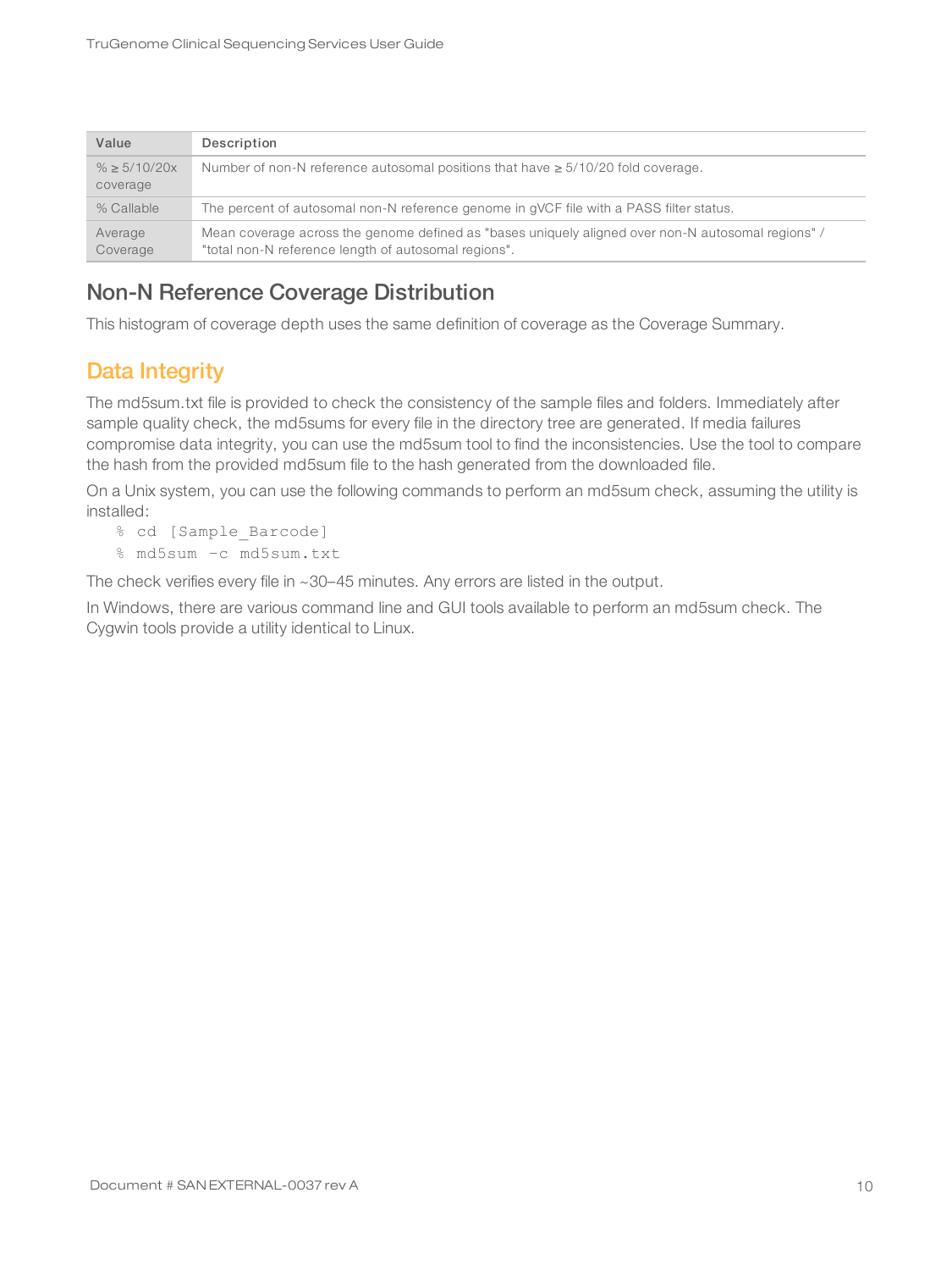| Value | Description |
| --- | --- |
| % ≥ 5/10/20x coverage | Number of non-N reference autosomal positions that have ≥ 5/10/20 fold coverage. |
| % Callable | The percent of autosomal non-N reference genome in gVCF file with a PASS filter status. |
| Average Coverage | Mean coverage across the genome defined as "bases uniquely aligned over non-N autosomal regions" / "total non-N reference length of autosomal regions". |

### Non-N Reference Coverage Distribution

This histogram of coverage depth uses the same definition of coverage as the Coverage Summary.

## Data Integrity

The md5sum.txt file is provided to check the consistency of the sample files and folders. Immediately after sample quality check, the md5sums for every file in the directory tree are generated. If media failures compromise data integrity, you can use the md5sum tool to find the inconsistencies. Use the tool to compare the hash from the provided md5sum file to the hash generated from the downloaded file.

On a Unix system, you can use the following commands to perform an md5sum check, assuming the utility is installed:

```
% cd [Sample_Barcode]
% md5sum -c md5sum.txt
```

The check verifies every file in ~30–45 minutes. Any errors are listed in the output.

In Windows, there are various command line and GUI tools available to perform an md5sum check. The Cygwin tools provide a utility identical to Linux.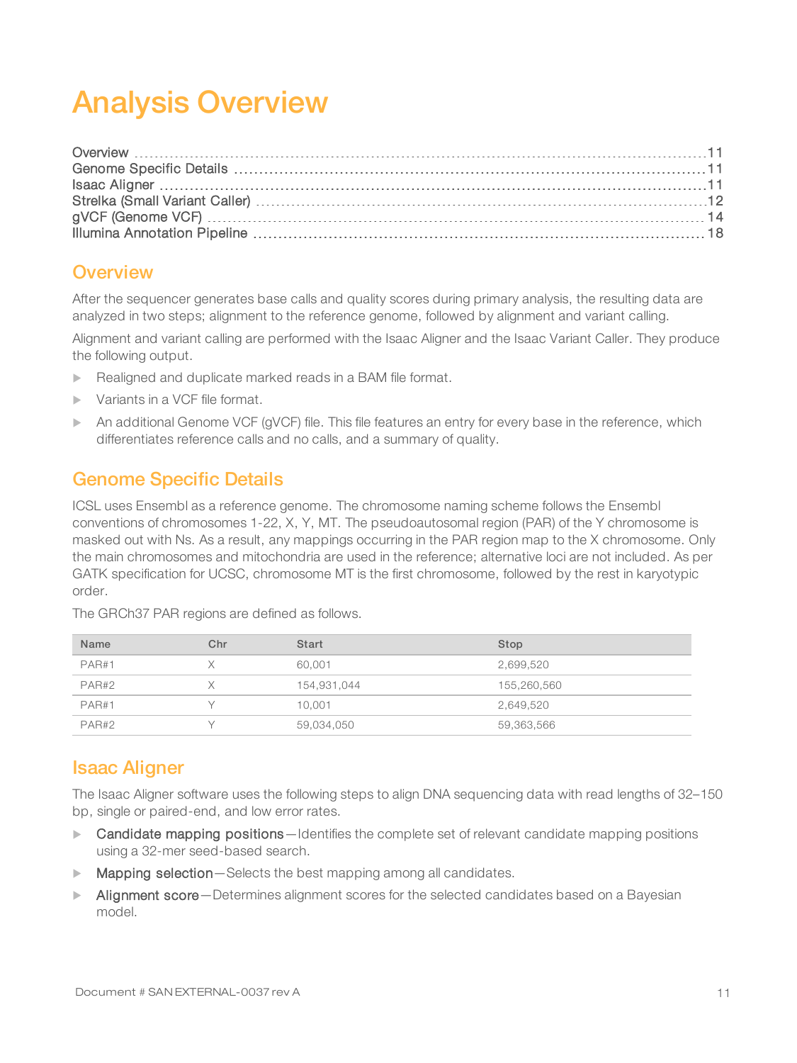# Analysis Overview

| | |
|---|---|
| Overview | 11 |
| Genome Specific Details | 11 |
| Isaac Aligner | 11 |
| Strelka (Small Variant Caller) | 12 |
| gVCF (Genome VCF) | 14 |
| Illumina Annotation Pipeline | 18 |

## Overview

After the sequencer generates base calls and quality scores during primary analysis, the resulting data are analyzed in two steps; alignment to the reference genome, followed by alignment and variant calling.

Alignment and variant calling are performed with the Isaac Aligner and the Isaac Variant Caller. They produce the following output.

- Realigned and duplicate marked reads in a BAM file format.
- Variants in a VCF file format.
- An additional Genome VCF (gVCF) file. This file features an entry for every base in the reference, which differentiates reference calls and no calls, and a summary of quality.

## Genome Specific Details

ICSL uses Ensembl as a reference genome. The chromosome naming scheme follows the Ensembl conventions of chromosomes 1-22, X, Y, MT. The pseudoautosomal region (PAR) of the Y chromosome is masked out with Ns. As a result, any mappings occurring in the PAR region map to the X chromosome. Only the main chromosomes and mitochondria are used in the reference; alternative loci are not included. As per GATK specification for UCSC, chromosome MT is the first chromosome, followed by the rest in karyotypic order.

The GRCh37 PAR regions are defined as follows.

| Name | Chr | Start | Stop |
|---|---|---|---|
| PAR#1 | X | 60,001 | 2,699,520 |
| PAR#2 | X | 154,931,044 | 155,260,560 |
| PAR#1 | Y | 10,001 | 2,649,520 |
| PAR#2 | Y | 59,034,050 | 59,363,566 |

## Isaac Aligner

The Isaac Aligner software uses the following steps to align DNA sequencing data with read lengths of 32–150 bp, single or paired-end, and low error rates.

- Candidate mapping positions—Identifies the complete set of relevant candidate mapping positions using a 32-mer seed-based search.
- Mapping selection—Selects the best mapping among all candidates.
- Alignment score—Determines alignment scores for the selected candidates based on a Bayesian model.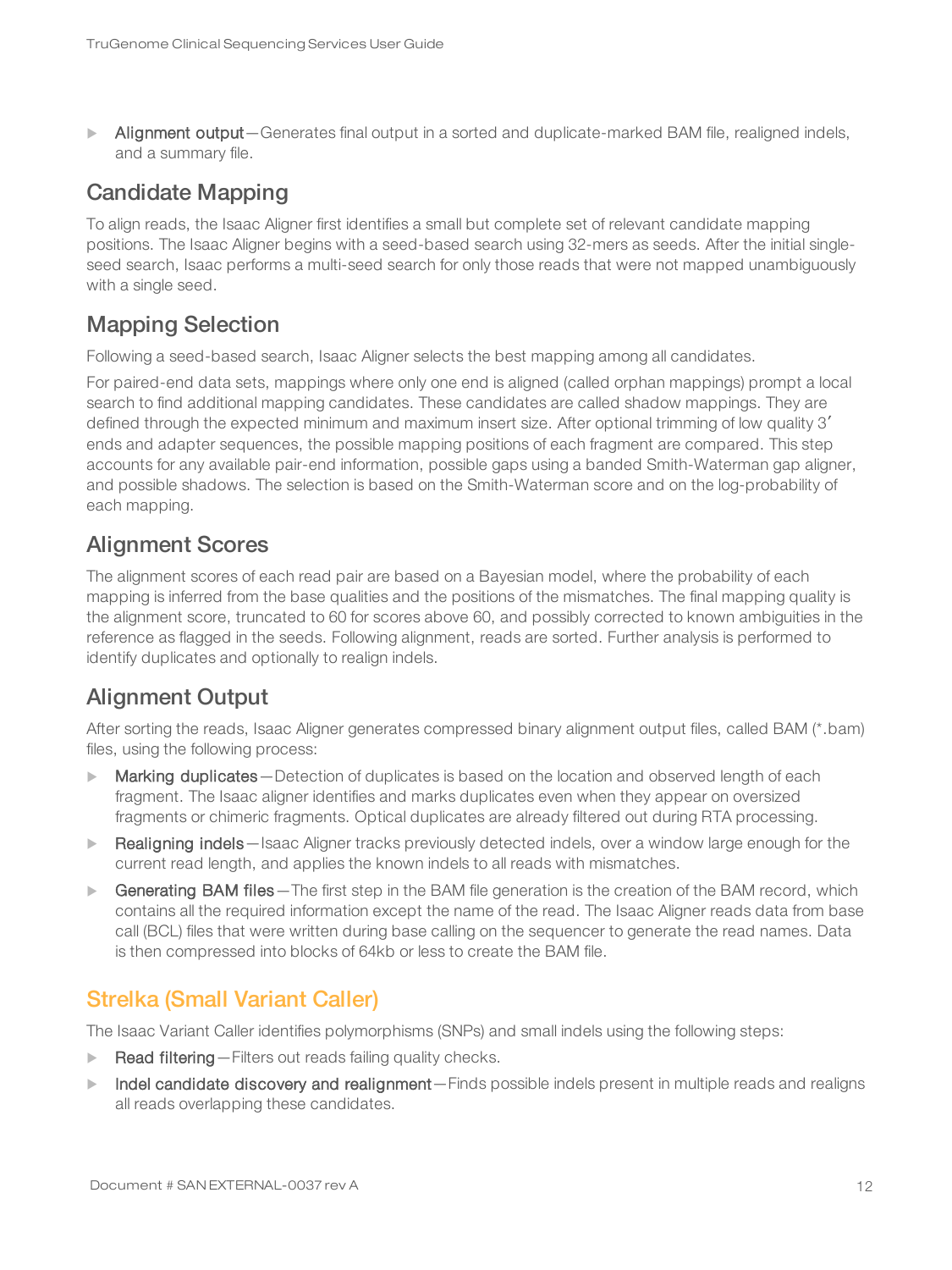- **Alignment output**—Generates final output in a sorted and duplicate-marked BAM file, realigned indels, and a summary file.

## Candidate Mapping

To align reads, the Isaac Aligner first identifies a small but complete set of relevant candidate mapping positions. The Isaac Aligner begins with a seed-based search using 32-mers as seeds. After the initial single-seed search, Isaac performs a multi-seed search for only those reads that were not mapped unambiguously with a single seed.

## Mapping Selection

Following a seed-based search, Isaac Aligner selects the best mapping among all candidates.

For paired-end data sets, mappings where only one end is aligned (called orphan mappings) prompt a local search to find additional mapping candidates. These candidates are called shadow mappings. They are defined through the expected minimum and maximum insert size. After optional trimming of low quality 3′ ends and adapter sequences, the possible mapping positions of each fragment are compared. This step accounts for any available pair-end information, possible gaps using a banded Smith-Waterman gap aligner, and possible shadows. The selection is based on the Smith-Waterman score and on the log-probability of each mapping.

## Alignment Scores

The alignment scores of each read pair are based on a Bayesian model, where the probability of each mapping is inferred from the base qualities and the positions of the mismatches. The final mapping quality is the alignment score, truncated to 60 for scores above 60, and possibly corrected to known ambiguities in the reference as flagged in the seeds. Following alignment, reads are sorted. Further analysis is performed to identify duplicates and optionally to realign indels.

## Alignment Output

After sorting the reads, Isaac Aligner generates compressed binary alignment output files, called BAM (*.bam) files, using the following process:

- **Marking duplicates**—Detection of duplicates is based on the location and observed length of each fragment. The Isaac aligner identifies and marks duplicates even when they appear on oversized fragments or chimeric fragments. Optical duplicates are already filtered out during RTA processing.
- **Realigning indels**—Isaac Aligner tracks previously detected indels, over a window large enough for the current read length, and applies the known indels to all reads with mismatches.
- **Generating BAM files**—The first step in the BAM file generation is the creation of the BAM record, which contains all the required information except the name of the read. The Isaac Aligner reads data from base call (BCL) files that were written during base calling on the sequencer to generate the read names. Data is then compressed into blocks of 64kb or less to create the BAM file.

# Strelka (Small Variant Caller)

The Isaac Variant Caller identifies polymorphisms (SNPs) and small indels using the following steps:

- **Read filtering**—Filters out reads failing quality checks.
- **Indel candidate discovery and realignment**—Finds possible indels present in multiple reads and realigns all reads overlapping these candidates.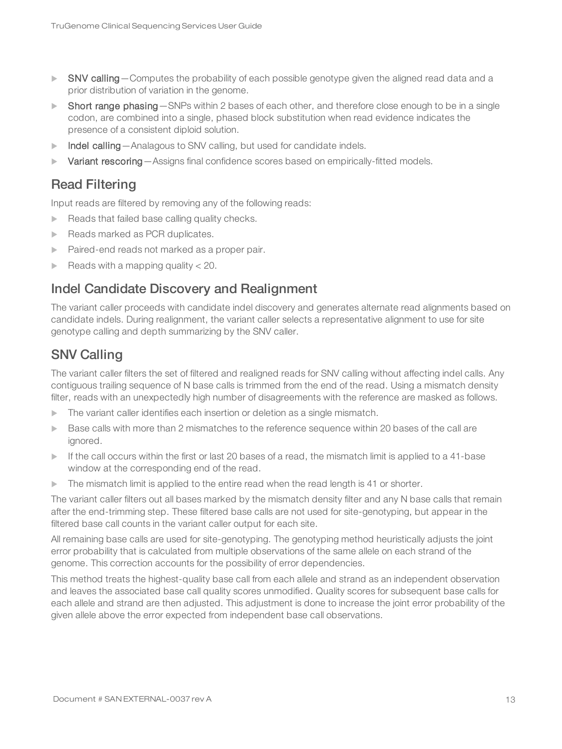- **SNV calling**—Computes the probability of each possible genotype given the aligned read data and a prior distribution of variation in the genome.
- **Short range phasing**—SNPs within 2 bases of each other, and therefore close enough to be in a single codon, are combined into a single, phased block substitution when read evidence indicates the presence of a consistent diploid solution.
- **Indel calling**—Analagous to SNV calling, but used for candidate indels.
- **Variant rescoring**—Assigns final confidence scores based on empirically-fitted models.

## Read Filtering

Input reads are filtered by removing any of the following reads:

- Reads that failed base calling quality checks.
- Reads marked as PCR duplicates.
- Paired-end reads not marked as a proper pair.
- Reads with a mapping quality < 20.

## Indel Candidate Discovery and Realignment

The variant caller proceeds with candidate indel discovery and generates alternate read alignments based on candidate indels. During realignment, the variant caller selects a representative alignment to use for site genotype calling and depth summarizing by the SNV caller.

## SNV Calling

The variant caller filters the set of filtered and realigned reads for SNV calling without affecting indel calls. Any contiguous trailing sequence of N base calls is trimmed from the end of the read. Using a mismatch density filter, reads with an unexpectedly high number of disagreements with the reference are masked as follows.

- The variant caller identifies each insertion or deletion as a single mismatch.
- Base calls with more than 2 mismatches to the reference sequence within 20 bases of the call are ignored.
- If the call occurs within the first or last 20 bases of a read, the mismatch limit is applied to a 41-base window at the corresponding end of the read.
- The mismatch limit is applied to the entire read when the read length is 41 or shorter.

The variant caller filters out all bases marked by the mismatch density filter and any N base calls that remain after the end-trimming step. These filtered base calls are not used for site-genotyping, but appear in the filtered base call counts in the variant caller output for each site.

All remaining base calls are used for site-genotyping. The genotyping method heuristically adjusts the joint error probability that is calculated from multiple observations of the same allele on each strand of the genome. This correction accounts for the possibility of error dependencies.

This method treats the highest-quality base call from each allele and strand as an independent observation and leaves the associated base call quality scores unmodified. Quality scores for subsequent base calls for each allele and strand are then adjusted. This adjustment is done to increase the joint error probability of the given allele above the error expected from independent base call observations.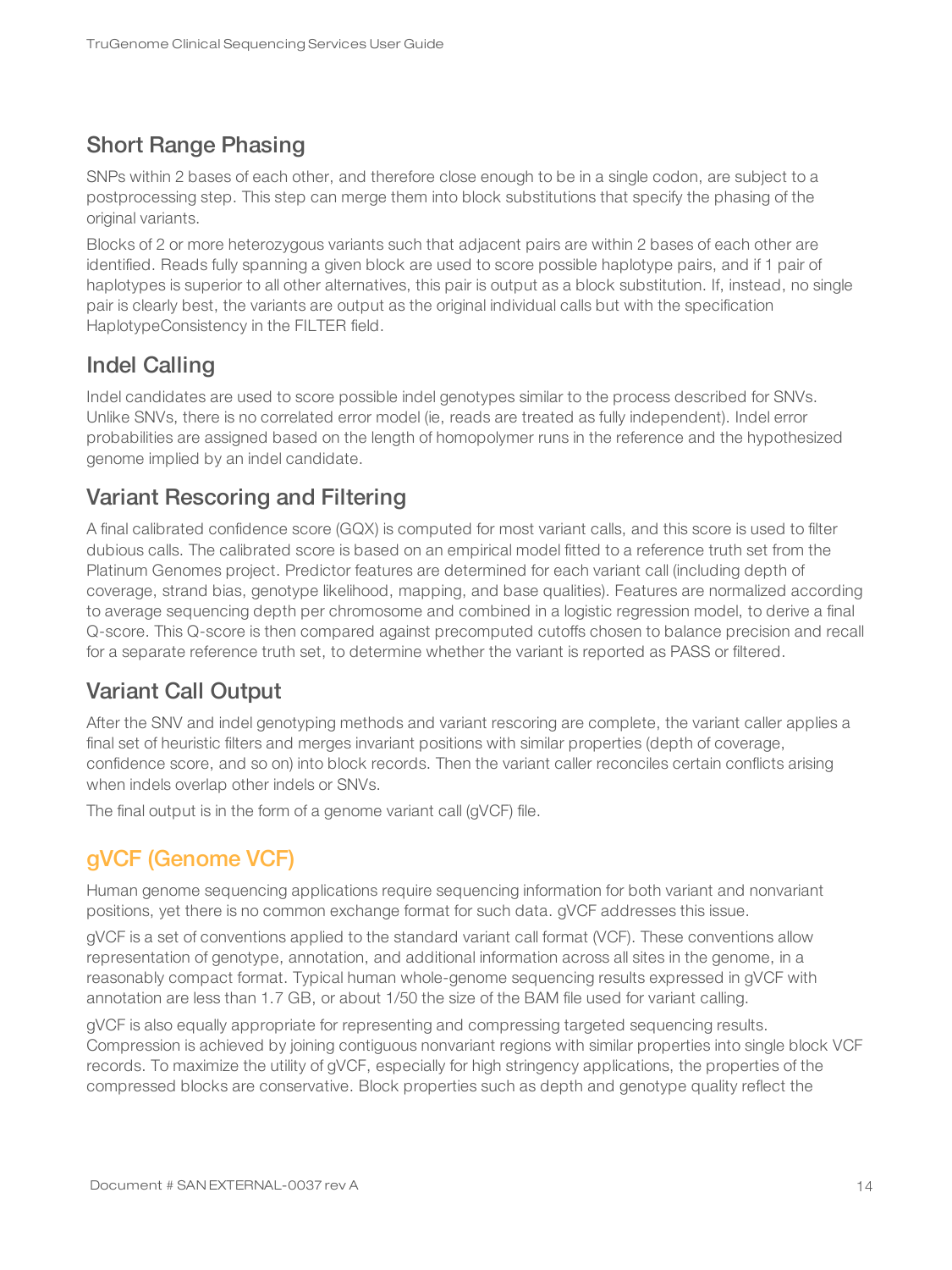## Short Range Phasing

SNPs within 2 bases of each other, and therefore close enough to be in a single codon, are subject to a postprocessing step. This step can merge them into block substitutions that specify the phasing of the original variants.

Blocks of 2 or more heterozygous variants such that adjacent pairs are within 2 bases of each other are identified. Reads fully spanning a given block are used to score possible haplotype pairs, and if 1 pair of haplotypes is superior to all other alternatives, this pair is output as a block substitution. If, instead, no single pair is clearly best, the variants are output as the original individual calls but with the specification HaplotypeConsistency in the FILTER field.

## Indel Calling

Indel candidates are used to score possible indel genotypes similar to the process described for SNVs. Unlike SNVs, there is no correlated error model (ie, reads are treated as fully independent). Indel error probabilities are assigned based on the length of homopolymer runs in the reference and the hypothesized genome implied by an indel candidate.

## Variant Rescoring and Filtering

A final calibrated confidence score (GQX) is computed for most variant calls, and this score is used to filter dubious calls. The calibrated score is based on an empirical model fitted to a reference truth set from the Platinum Genomes project. Predictor features are determined for each variant call (including depth of coverage, strand bias, genotype likelihood, mapping, and base qualities). Features are normalized according to average sequencing depth per chromosome and combined in a logistic regression model, to derive a final Q-score. This Q-score is then compared against precomputed cutoffs chosen to balance precision and recall for a separate reference truth set, to determine whether the variant is reported as PASS or filtered.

## Variant Call Output

After the SNV and indel genotyping methods and variant rescoring are complete, the variant caller applies a final set of heuristic filters and merges invariant positions with similar properties (depth of coverage, confidence score, and so on) into block records. Then the variant caller reconciles certain conflicts arising when indels overlap other indels or SNVs.

The final output is in the form of a genome variant call (gVCF) file.

# gVCF (Genome VCF)

Human genome sequencing applications require sequencing information for both variant and nonvariant positions, yet there is no common exchange format for such data. gVCF addresses this issue.

gVCF is a set of conventions applied to the standard variant call format (VCF). These conventions allow representation of genotype, annotation, and additional information across all sites in the genome, in a reasonably compact format. Typical human whole-genome sequencing results expressed in gVCF with annotation are less than 1.7 GB, or about 1/50 the size of the BAM file used for variant calling.

gVCF is also equally appropriate for representing and compressing targeted sequencing results. Compression is achieved by joining contiguous nonvariant regions with similar properties into single block VCF records. To maximize the utility of gVCF, especially for high stringency applications, the properties of the compressed blocks are conservative. Block properties such as depth and genotype quality reflect the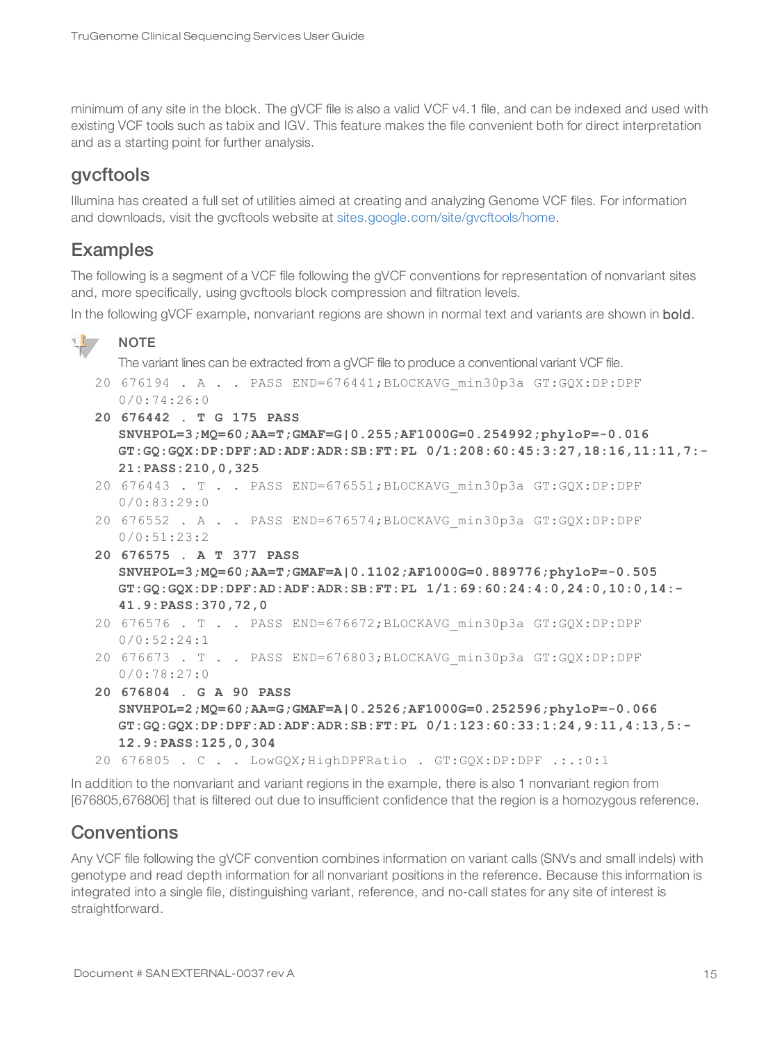minimum of any site in the block. The gVCF file is also a valid VCF v4.1 file, and can be indexed and used with existing VCF tools such as tabix and IGV. This feature makes the file convenient both for direct interpretation and as a starting point for further analysis.

## gvcftools

Illumina has created a full set of utilities aimed at creating and analyzing Genome VCF files. For information and downloads, visit the gvcftools website at sites.google.com/site/gvcftools/home.

## Examples

The following is a segment of a VCF file following the gVCF conventions for representation of nonvariant sites and, more specifically, using gvcftools block compression and filtration levels.

In the following gVCF example, nonvariant regions are shown in normal text and variants are shown in **bold**.

> **NOTE**
>
> The variant lines can be extracted from a gVCF file to produce a conventional variant VCF file.

```
20 676194 . A . . PASS END=676441;BLOCKAVG_min30p3a GT:GQX:DP:DPF
   0/0:74:26:0
20 676442 . T G 175 PASS
   SNVHPOL=3;MQ=60;AA=T;GMAF=G|0.255;AF1000G=0.254992;phyloP=-0.016
   GT:GQ:GQX:DP:DPF:AD:ADF:ADR:SB:FT:PL 0/1:208:60:45:3:27,18:16,11:11,7:-
   21:PASS:210,0,325
20 676443 . T . . PASS END=676551;BLOCKAVG_min30p3a GT:GQX:DP:DPF
   0/0:83:29:0
20 676552 . A . . PASS END=676574;BLOCKAVG_min30p3a GT:GQX:DP:DPF
   0/0:51:23:2
20 676575 . A T 377 PASS
   SNVHPOL=3;MQ=60;AA=T;GMAF=A|0.1102;AF1000G=0.889776;phyloP=-0.505
   GT:GQ:GQX:DP:DPF:AD:ADF:ADR:SB:FT:PL 1/1:69:60:24:4:0,24:0,10:0,14:-
   41.9:PASS:370,72,0
20 676576 . T . . PASS END=676672;BLOCKAVG_min30p3a GT:GQX:DP:DPF
   0/0:52:24:1
20 676673 . T . . PASS END=676803;BLOCKAVG_min30p3a GT:GQX:DP:DPF
   0/0:78:27:0
20 676804 . G A 90 PASS
   SNVHPOL=2;MQ=60;AA=G;GMAF=A|0.2526;AF1000G=0.252596;phyloP=-0.066
   GT:GQ:GQX:DP:DPF:AD:ADF:ADR:SB:FT:PL 0/1:123:60:33:1:24,9:11,4:13,5:-
   12.9:PASS:125,0,304
20 676805 . C . . LowGQX;HighDPFRatio . GT:GQX:DP:DPF .:.:0:1
```

In addition to the nonvariant and variant regions in the example, there is also 1 nonvariant region from [676805,676806] that is filtered out due to insufficient confidence that the region is a homozygous reference.

## Conventions

Any VCF file following the gVCF convention combines information on variant calls (SNVs and small indels) with genotype and read depth information for all nonvariant positions in the reference. Because this information is integrated into a single file, distinguishing variant, reference, and no-call states for any site of interest is straightforward.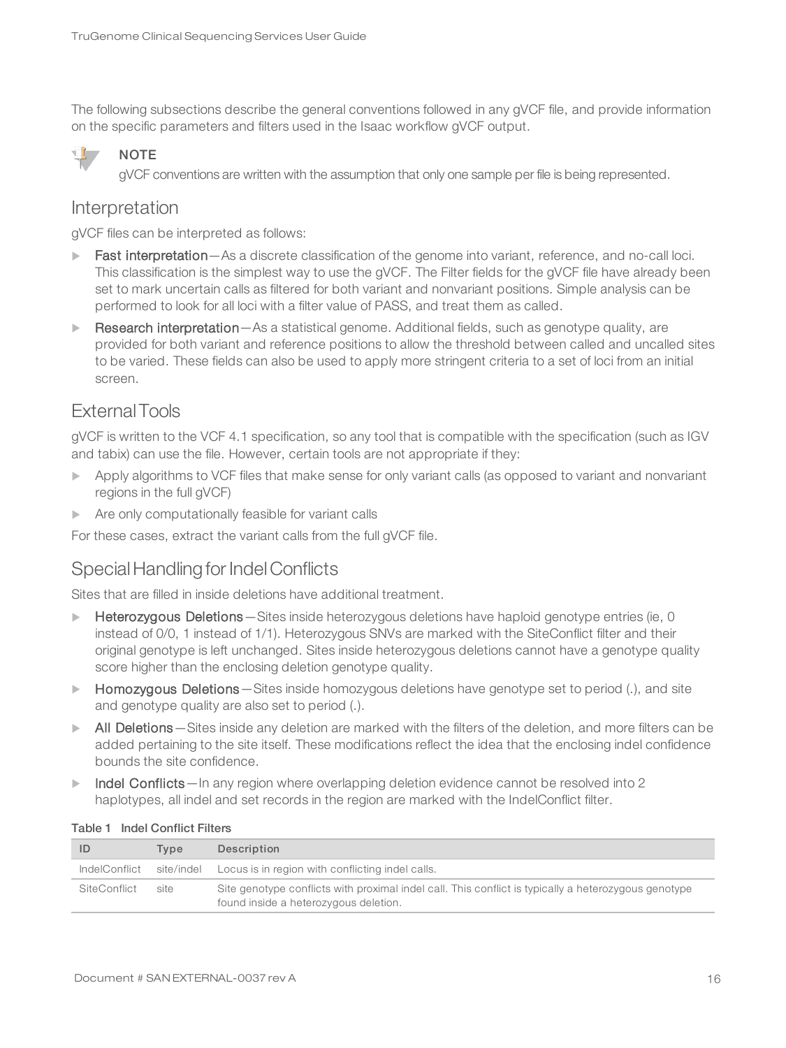The following subsections describe the general conventions followed in any gVCF file, and provide information on the specific parameters and filters used in the Isaac workflow gVCF output.

> **NOTE**
> gVCF conventions are written with the assumption that only one sample per file is being represented.

## Interpretation

gVCF files can be interpreted as follows:

- **Fast interpretation**—As a discrete classification of the genome into variant, reference, and no-call loci. This classification is the simplest way to use the gVCF. The Filter fields for the gVCF file have already been set to mark uncertain calls as filtered for both variant and nonvariant positions. Simple analysis can be performed to look for all loci with a filter value of PASS, and treat them as called.
- **Research interpretation**—As a statistical genome. Additional fields, such as genotype quality, are provided for both variant and reference positions to allow the threshold between called and uncalled sites to be varied. These fields can also be used to apply more stringent criteria to a set of loci from an initial screen.

## External Tools

gVCF is written to the VCF 4.1 specification, so any tool that is compatible with the specification (such as IGV and tabix) can use the file. However, certain tools are not appropriate if they:

- Apply algorithms to VCF files that make sense for only variant calls (as opposed to variant and nonvariant regions in the full gVCF)
- Are only computationally feasible for variant calls

For these cases, extract the variant calls from the full gVCF file.

## Special Handling for Indel Conflicts

Sites that are filled in inside deletions have additional treatment.

- **Heterozygous Deletions**—Sites inside heterozygous deletions have haploid genotype entries (ie, 0 instead of 0/0, 1 instead of 1/1). Heterozygous SNVs are marked with the SiteConflict filter and their original genotype is left unchanged. Sites inside heterozygous deletions cannot have a genotype quality score higher than the enclosing deletion genotype quality.
- **Homozygous Deletions**—Sites inside homozygous deletions have genotype set to period (.), and site and genotype quality are also set to period (.).
- **All Deletions**—Sites inside any deletion are marked with the filters of the deletion, and more filters can be added pertaining to the site itself. These modifications reflect the idea that the enclosing indel confidence bounds the site confidence.
- **Indel Conflicts**—In any region where overlapping deletion evidence cannot be resolved into 2 haplotypes, all indel and set records in the region are marked with the IndelConflict filter.

**Table 1 Indel Conflict Filters**

| ID | Type | Description |
|---|---|---|
| IndelConflict | site/indel | Locus is in region with conflicting indel calls. |
| SiteConflict | site | Site genotype conflicts with proximal indel call. This conflict is typically a heterozygous genotype found inside a heterozygous deletion. |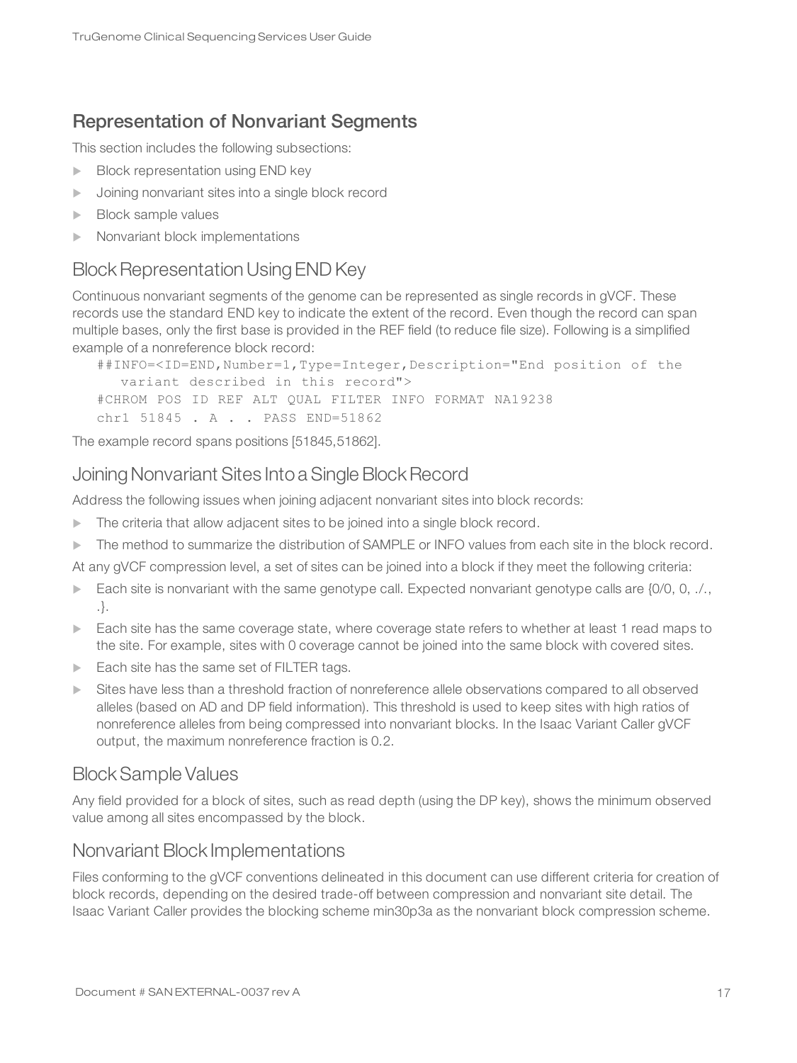## Representation of Nonvariant Segments

This section includes the following subsections:

- Block representation using END key
- Joining nonvariant sites into a single block record
- Block sample values
- Nonvariant block implementations

### Block Representation Using END Key

Continuous nonvariant segments of the genome can be represented as single records in gVCF. These records use the standard END key to indicate the extent of the record. Even though the record can span multiple bases, only the first base is provided in the REF field (to reduce file size). Following is a simplified example of a nonreference block record:

```
##INFO=<ID=END,Number=1,Type=Integer,Description="End position of the
   variant described in this record">
#CHROM POS ID REF ALT QUAL FILTER INFO FORMAT NA19238
chr1 51845 . A . . PASS END=51862
```

The example record spans positions [51845,51862].

### Joining Nonvariant Sites Into a Single Block Record

Address the following issues when joining adjacent nonvariant sites into block records:

- The criteria that allow adjacent sites to be joined into a single block record.
- The method to summarize the distribution of SAMPLE or INFO values from each site in the block record.

At any gVCF compression level, a set of sites can be joined into a block if they meet the following criteria:

- Each site is nonvariant with the same genotype call. Expected nonvariant genotype calls are {0/0, 0, ./., .}.
- Each site has the same coverage state, where coverage state refers to whether at least 1 read maps to the site. For example, sites with 0 coverage cannot be joined into the same block with covered sites.
- Each site has the same set of FILTER tags.
- Sites have less than a threshold fraction of nonreference allele observations compared to all observed alleles (based on AD and DP field information). This threshold is used to keep sites with high ratios of nonreference alleles from being compressed into nonvariant blocks. In the Isaac Variant Caller gVCF output, the maximum nonreference fraction is 0.2.

### Block Sample Values

Any field provided for a block of sites, such as read depth (using the DP key), shows the minimum observed value among all sites encompassed by the block.

### Nonvariant Block Implementations

Files conforming to the gVCF conventions delineated in this document can use different criteria for creation of block records, depending on the desired trade-off between compression and nonvariant site detail. The Isaac Variant Caller provides the blocking scheme min30p3a as the nonvariant block compression scheme.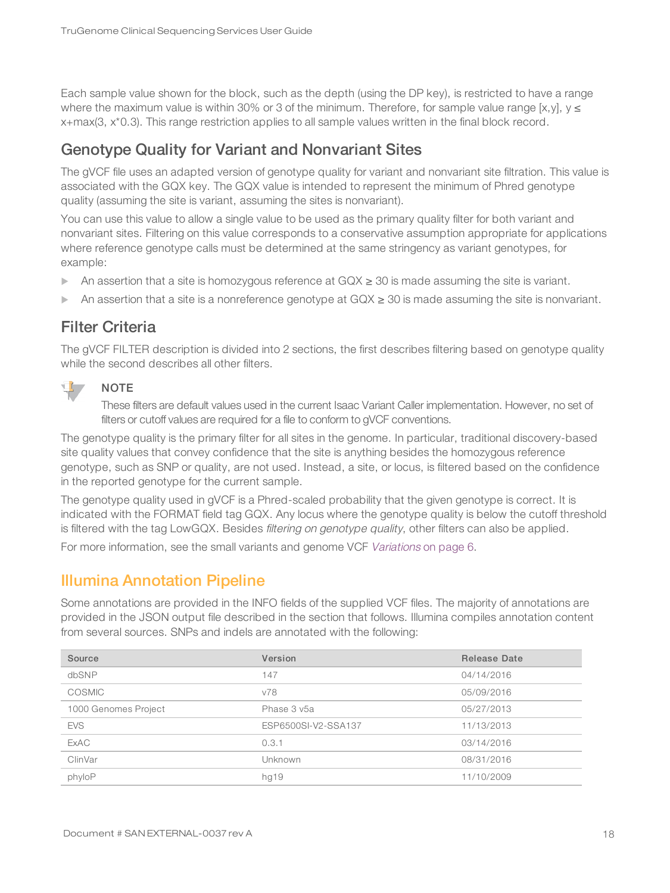Each sample value shown for the block, such as the depth (using the DP key), is restricted to have a range where the maximum value is within 30% or 3 of the minimum. Therefore, for sample value range $[x,y]$, $y \leq x+\max(3, x*0.3)$. This range restriction applies to all sample values written in the final block record.

## Genotype Quality for Variant and Nonvariant Sites

The gVCF file uses an adapted version of genotype quality for variant and nonvariant site filtration. This value is associated with the GQX key. The GQX value is intended to represent the minimum of Phred genotype quality (assuming the site is variant, assuming the sites is nonvariant).

You can use this value to allow a single value to be used as the primary quality filter for both variant and nonvariant sites. Filtering on this value corresponds to a conservative assumption appropriate for applications where reference genotype calls must be determined at the same stringency as variant genotypes, for example:

- An assertion that a site is homozygous reference at GQX ≥ 30 is made assuming the site is variant.
- An assertion that a site is a nonreference genotype at GQX ≥ 30 is made assuming the site is nonvariant.

## Filter Criteria

The gVCF FILTER description is divided into 2 sections, the first describes filtering based on genotype quality while the second describes all other filters.

**NOTE**

These filters are default values used in the current Isaac Variant Caller implementation. However, no set of filters or cutoff values are required for a file to conform to gVCF conventions.

The genotype quality is the primary filter for all sites in the genome. In particular, traditional discovery-based site quality values that convey confidence that the site is anything besides the homozygous reference genotype, such as SNP or quality, are not used. Instead, a site, or locus, is filtered based on the confidence in the reported genotype for the current sample.

The genotype quality used in gVCF is a Phred-scaled probability that the given genotype is correct. It is indicated with the FORMAT field tag GQX. Any locus where the genotype quality is below the cutoff threshold is filtered with the tag LowGQX. Besides *filtering on genotype quality*, other filters can also be applied.

For more information, see the small variants and genome VCF *Variations* on page 6.

# Illumina Annotation Pipeline

Some annotations are provided in the INFO fields of the supplied VCF files. The majority of annotations are provided in the JSON output file described in the section that follows. Illumina compiles annotation content from several sources. SNPs and indels are annotated with the following:

| Source | Version | Release Date |
|---|---|---|
| dbSNP | 147 | 04/14/2016 |
| COSMIC | v78 | 05/09/2016 |
| 1000 Genomes Project | Phase 3 v5a | 05/27/2013 |
| EVS | ESP6500SI-V2-SSA137 | 11/13/2013 |
| ExAC | 0.3.1 | 03/14/2016 |
| ClinVar | Unknown | 08/31/2016 |
| phyloP | hg19 | 11/10/2009 |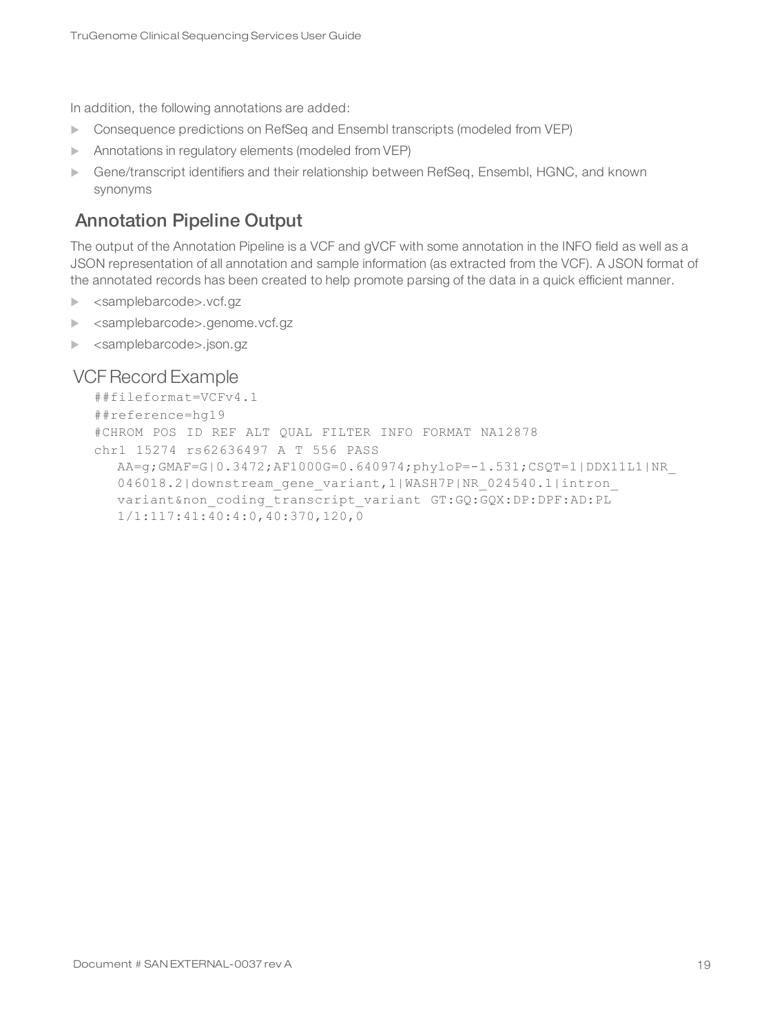In addition, the following annotations are added:

- Consequence predictions on RefSeq and Ensembl transcripts (modeled from VEP)
- Annotations in regulatory elements (modeled from VEP)
- Gene/transcript identifiers and their relationship between RefSeq, Ensembl, HGNC, and known synonyms

## Annotation Pipeline Output

The output of the Annotation Pipeline is a VCF and gVCF with some annotation in the INFO field as well as a JSON representation of all annotation and sample information (as extracted from the VCF). A JSON format of the annotated records has been created to help promote parsing of the data in a quick efficient manner.

- <samplebarcode>.vcf.gz
- <samplebarcode>.genome.vcf.gz
- <samplebarcode>.json.gz

### VCF Record Example

```
##fileformat=VCFv4.1
##reference=hg19
#CHROM POS ID REF ALT QUAL FILTER INFO FORMAT NA12878
chr1 15274 rs62636497 A T 556 PASS
   AA=g;GMAF=G|0.3472;AF1000G=0.640974;phyloP=-1.531;CSQT=1|DDX11L1|NR_
   046018.2|downstream_gene_variant,1|WASH7P|NR_024540.1|intron_
   variant&non_coding_transcript_variant GT:GQ:GQX:DP:DPF:AD:PL
   1/1:117:41:40:4:0,40:370,120,0
```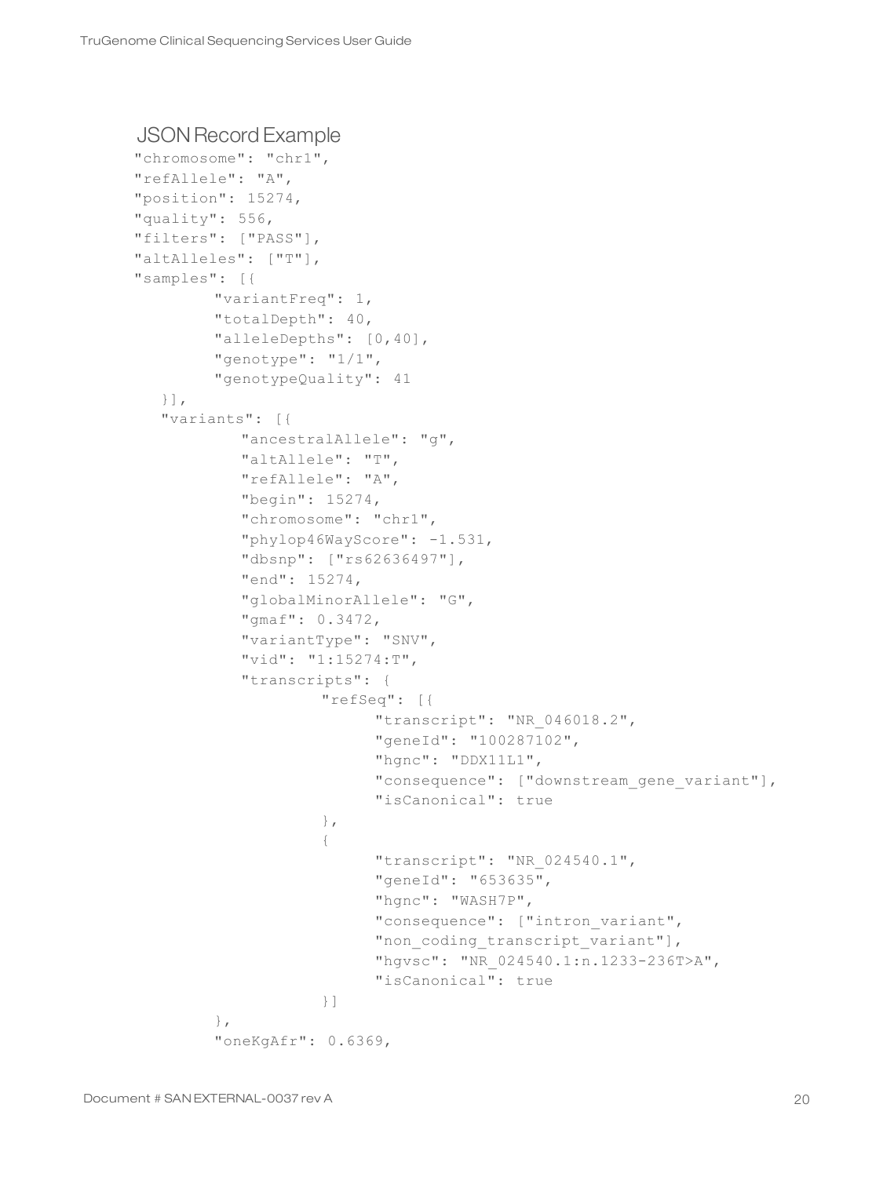## JSON Record Example

```
"chromosome": "chr1",
"refAllele": "A",
"position": 15274,
"quality": 556,
"filters": ["PASS"],
"altAlleles": ["T"],
"samples": [{
        "variantFreq": 1,
        "totalDepth": 40,
        "alleleDepths": [0,40],
        "genotype": "1/1",
        "genotypeQuality": 41
   }],
   "variants": [{
           "ancestralAllele": "g",
           "altAllele": "T",
           "refAllele": "A",
           "begin": 15274,
           "chromosome": "chr1",
           "phylop46WayScore": -1.531,
           "dbsnp": ["rs62636497"],
           "end": 15274,
           "globalMinorAllele": "G",
           "gmaf": 0.3472,
           "variantType": "SNV",
           "vid": "1:15274:T",
           "transcripts": {
                   "refSeq": [{
                         "transcript": "NR_046018.2",
                         "geneId": "100287102",
                         "hgnc": "DDX11L1",
                         "consequence": ["downstream_gene_variant"],
                         "isCanonical": true
                   },
                   {
                         "transcript": "NR_024540.1",
                         "geneId": "653635",
                         "hgnc": "WASH7P",
                         "consequence": ["intron_variant",
                         "non_coding_transcript_variant"],
                         "hgvsc": "NR_024540.1:n.1233-236T>A",
                         "isCanonical": true
                   }]
        },
        "oneKgAfr": 0.6369,
```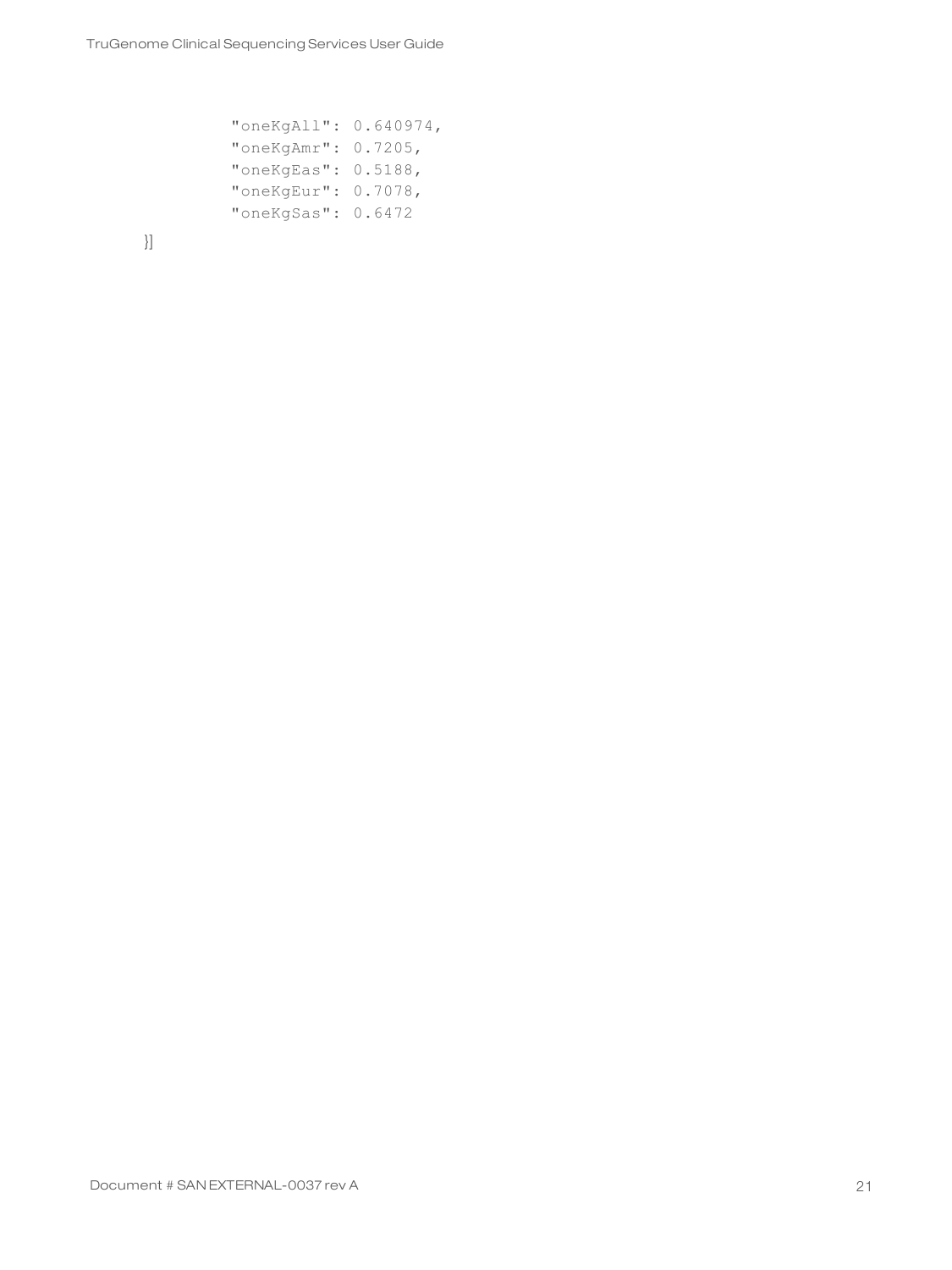```
            "oneKgAll": 0.640974,
            "oneKgAmr": 0.7205,
            "oneKgEas": 0.5188,
            "oneKgEur": 0.7078,
            "oneKgSas": 0.6472
    }]
```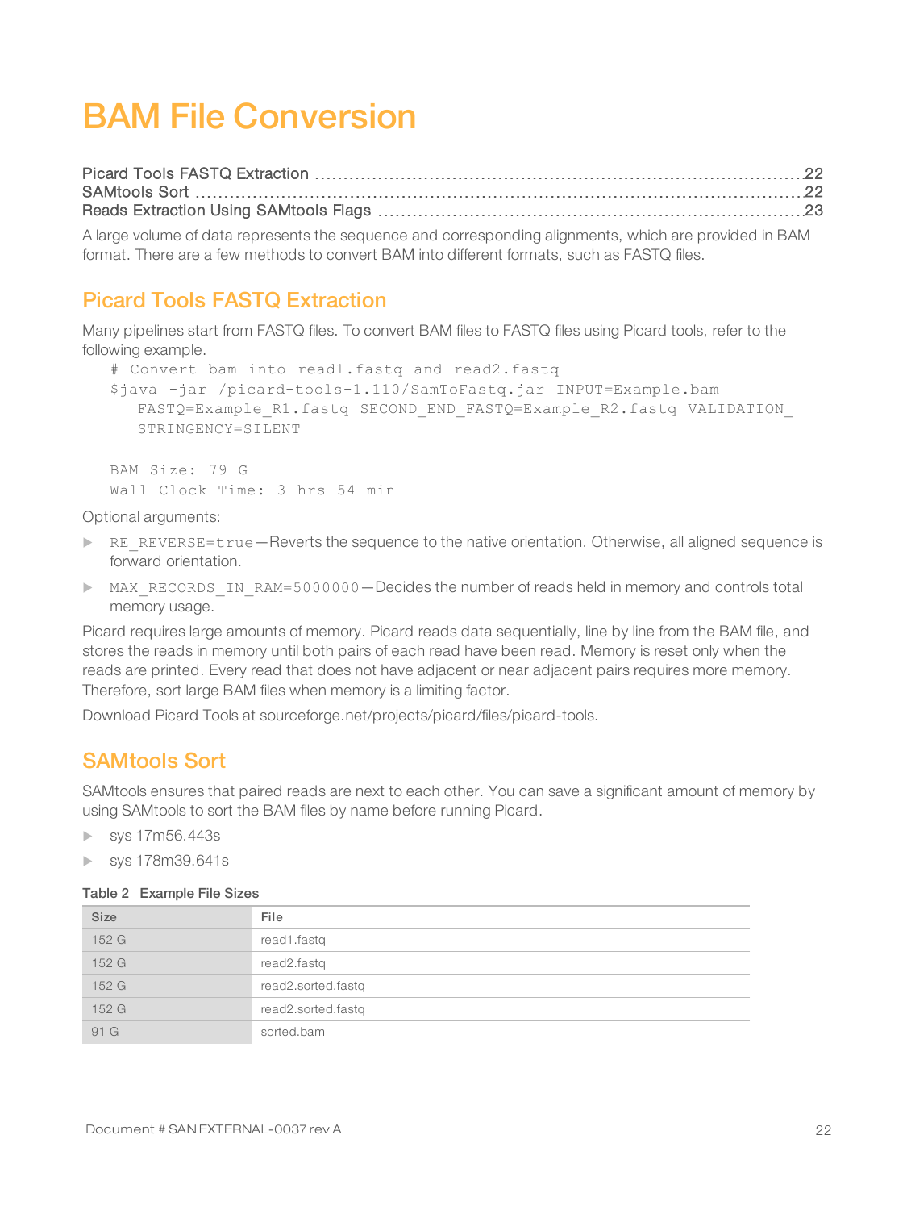# BAM File Conversion

Picard Tools FASTQ Extraction ........ 22
SAMtools Sort ........ 22
Reads Extraction Using SAMtools Flags ........ 23

A large volume of data represents the sequence and corresponding alignments, which are provided in BAM format. There are a few methods to convert BAM into different formats, such as FASTQ files.

## Picard Tools FASTQ Extraction

Many pipelines start from FASTQ files. To convert BAM files to FASTQ files using Picard tools, refer to the following example.

```
# Convert bam into read1.fastq and read2.fastq
$java -jar /picard-tools-1.110/SamToFastq.jar INPUT=Example.bam
    FASTQ=Example_R1.fastq SECOND_END_FASTQ=Example_R2.fastq VALIDATION_
    STRINGENCY=SILENT

BAM Size: 79 G
Wall Clock Time: 3 hrs 54 min
```

Optional arguments:

- `RE_REVERSE=true`—Reverts the sequence to the native orientation. Otherwise, all aligned sequence is forward orientation.
- `MAX_RECORDS_IN_RAM=5000000`—Decides the number of reads held in memory and controls total memory usage.

Picard requires large amounts of memory. Picard reads data sequentially, line by line from the BAM file, and stores the reads in memory until both pairs of each read have been read. Memory is reset only when the reads are printed. Every read that does not have adjacent or near adjacent pairs requires more memory. Therefore, sort large BAM files when memory is a limiting factor.

Download Picard Tools at sourceforge.net/projects/picard/files/picard-tools.

## SAMtools Sort

SAMtools ensures that paired reads are next to each other. You can save a significant amount of memory by using SAMtools to sort the BAM files by name before running Picard.

- sys 17m56.443s
- sys 178m39.641s

Table 2 Example File Sizes

| Size | File |
|---|---|
| 152 G | read1.fastq |
| 152 G | read2.fastq |
| 152 G | read2.sorted.fastq |
| 152 G | read2.sorted.fastq |
| 91 G | sorted.bam |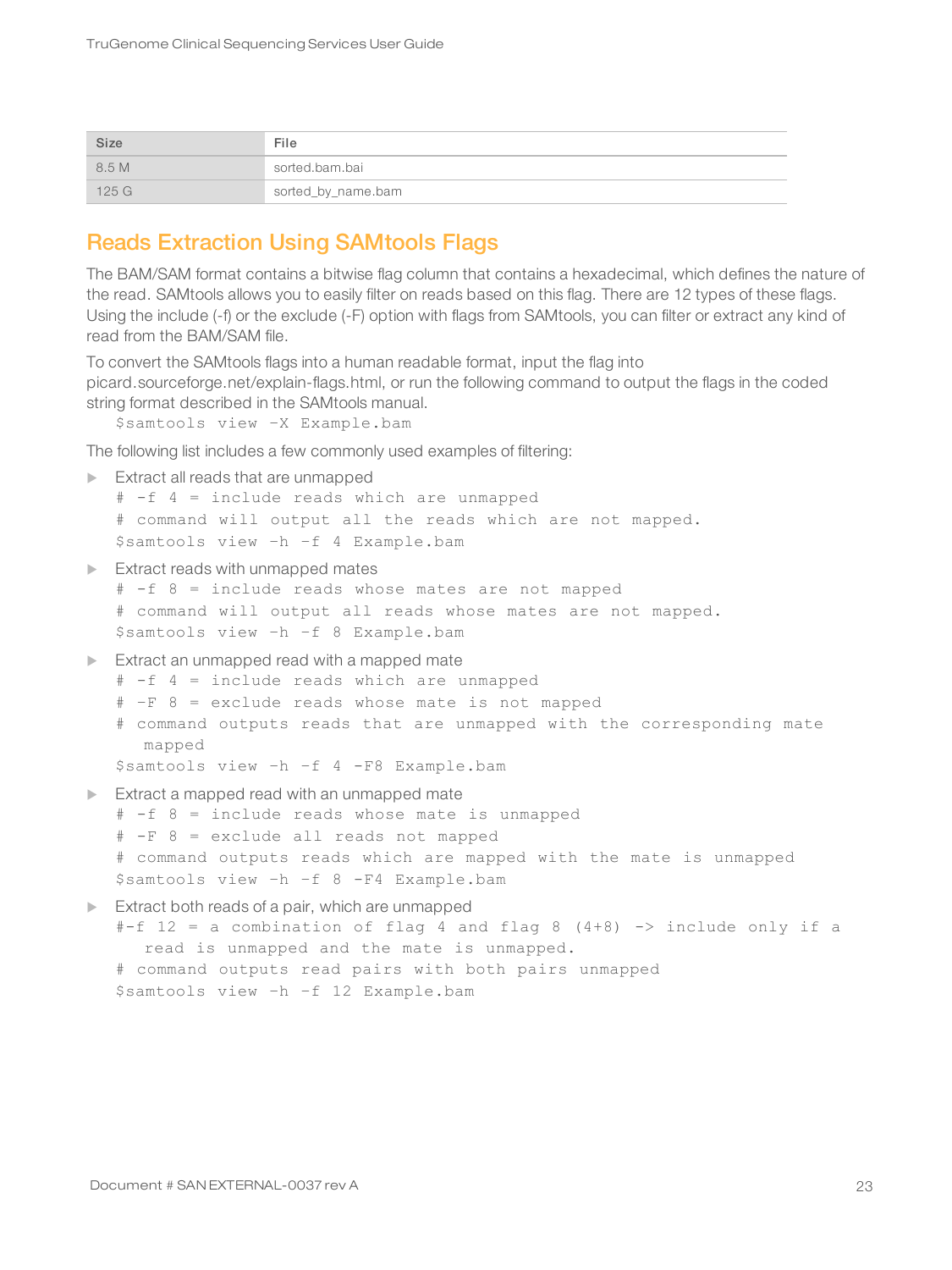| Size | File |
| --- | --- |
| 8.5 M | sorted.bam.bai |
| 125 G | sorted_by_name.bam |

## Reads Extraction Using SAMtools Flags

The BAM/SAM format contains a bitwise flag column that contains a hexadecimal, which defines the nature of the read. SAMtools allows you to easily filter on reads based on this flag. There are 12 types of these flags. Using the include (-f) or the exclude (-F) option with flags from SAMtools, you can filter or extract any kind of read from the BAM/SAM file.

To convert the SAMtools flags into a human readable format, input the flag into picard.sourceforge.net/explain-flags.html, or run the following command to output the flags in the coded string format described in the SAMtools manual.

```
$samtools view -X Example.bam
```

The following list includes a few commonly used examples of filtering:

- Extract all reads that are unmapped

```
# -f 4 = include reads which are unmapped
# command will output all the reads which are not mapped.
$samtools view -h -f 4 Example.bam
```

- Extract reads with unmapped mates

```
# -f 8 = include reads whose mates are not mapped
# command will output all reads whose mates are not mapped.
$samtools view -h -f 8 Example.bam
```

- Extract an unmapped read with a mapped mate

```
# -f 4 = include reads which are unmapped
# -F 8 = exclude reads whose mate is not mapped
# command outputs reads that are unmapped with the corresponding mate
  mapped
$samtools view -h -f 4 -F8 Example.bam
```

- Extract a mapped read with an unmapped mate

```
# -f 8 = include reads whose mate is unmapped
# -F 8 = exclude all reads not mapped
# command outputs reads which are mapped with the mate is unmapped
$samtools view -h -f 8 -F4 Example.bam
```

- Extract both reads of a pair, which are unmapped

```
#-f 12 = a combination of flag 4 and flag 8 (4+8) -> include only if a
  read is unmapped and the mate is unmapped.
# command outputs read pairs with both pairs unmapped
$samtools view -h -f 12 Example.bam
```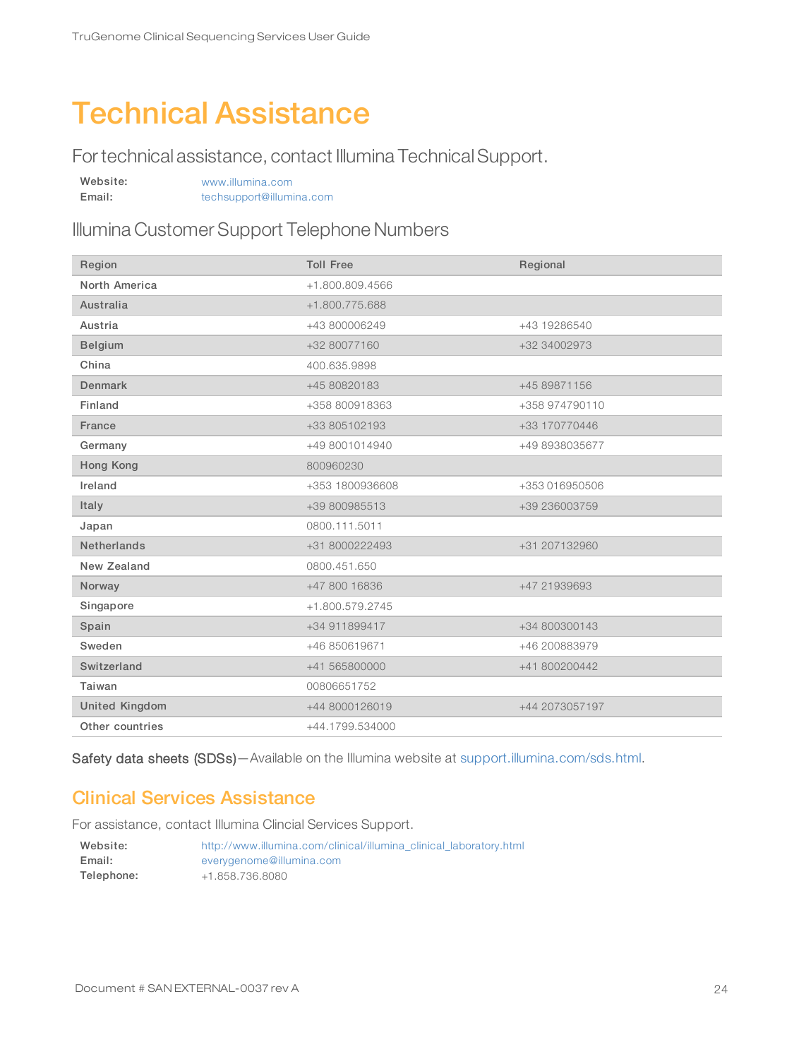# Technical Assistance

## For technical assistance, contact Illumina Technical Support.

**Website:** www.illumina.com
**Email:** techsupport@illumina.com

### Illumina Customer Support Telephone Numbers

| Region | Toll Free | Regional |
|---|---|---|
| North America | +1.800.809.4566 | |
| Australia | +1.800.775.688 | |
| Austria | +43 800006249 | +43 19286540 |
| Belgium | +32 80077160 | +32 34002973 |
| China | 400.635.9898 | |
| Denmark | +45 80820183 | +45 89871156 |
| Finland | +358 800918363 | +358 974790110 |
| France | +33 805102193 | +33 170770446 |
| Germany | +49 8001014940 | +49 8938035677 |
| Hong Kong | 800960230 | |
| Ireland | +353 1800936608 | +353 016950506 |
| Italy | +39 800985513 | +39 236003759 |
| Japan | 0800.111.5011 | |
| Netherlands | +31 8000222493 | +31 207132960 |
| New Zealand | 0800.451.650 | |
| Norway | +47 800 16836 | +47 21939693 |
| Singapore | +1.800.579.2745 | |
| Spain | +34 911899417 | +34 800300143 |
| Sweden | +46 850619671 | +46 200883979 |
| Switzerland | +41 565800000 | +41 800200442 |
| Taiwan | 00806651752 | |
| United Kingdom | +44 8000126019 | +44 2073057197 |
| Other countries | +44.1799.534000 | |

Safety data sheets (SDSs)—Available on the Illumina website at support.illumina.com/sds.html.

## Clinical Services Assistance

For assistance, contact Illumina Clincial Services Support.

**Website:** http://www.illumina.com/clinical/illumina_clinical_laboratory.html
**Email:** everygenome@illumina.com
**Telephone:** +1.858.736.8080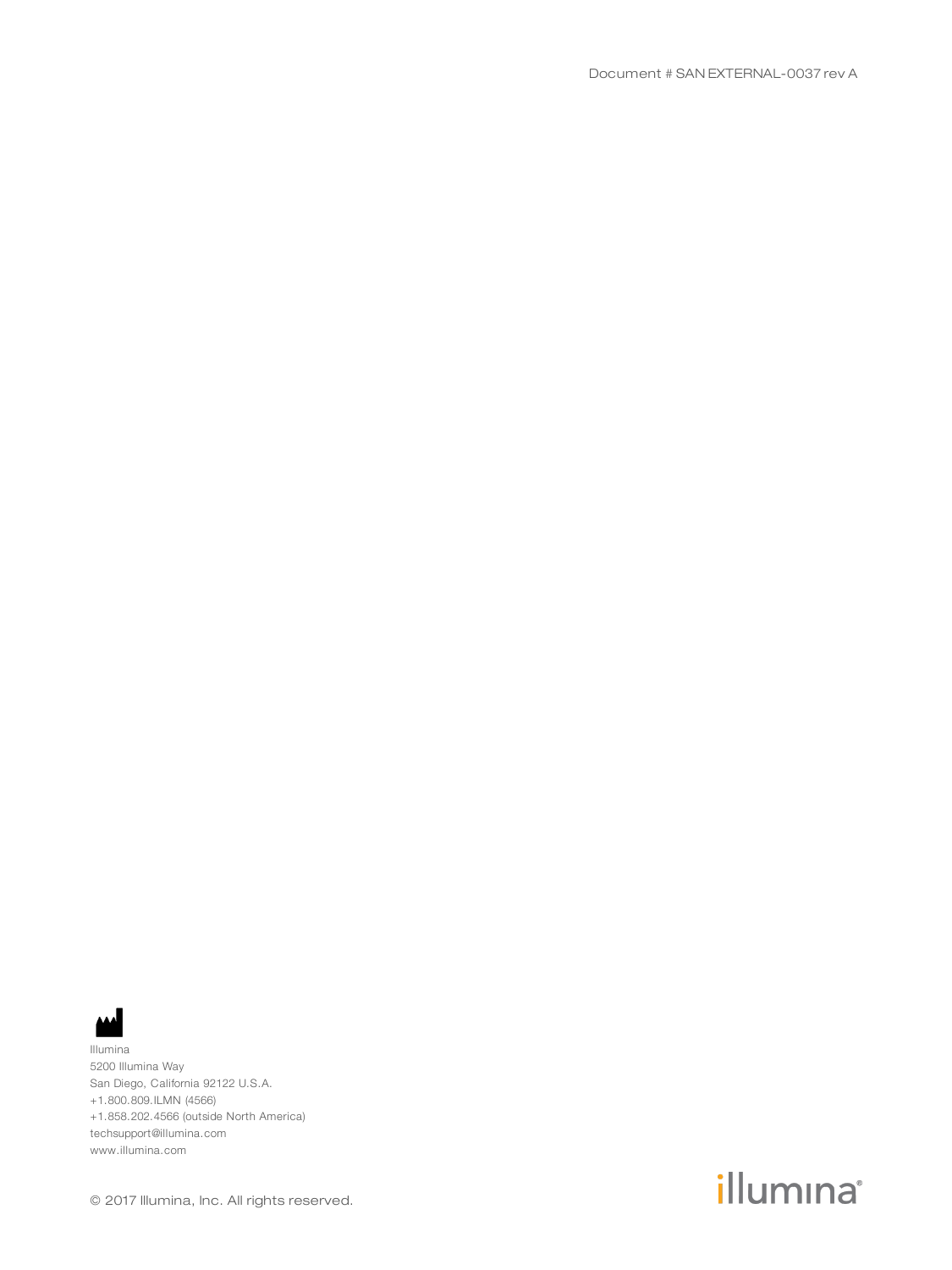Document # SAN EXTERNAL-0037 rev A

Illumina
5200 Illumina Way
San Diego, California 92122 U.S.A.
+1.800.809.ILMN (4566)
+1.858.202.4566 (outside North America)
techsupport@illumina.com
www.illumina.com

© 2017 Illumina, Inc. All rights reserved.